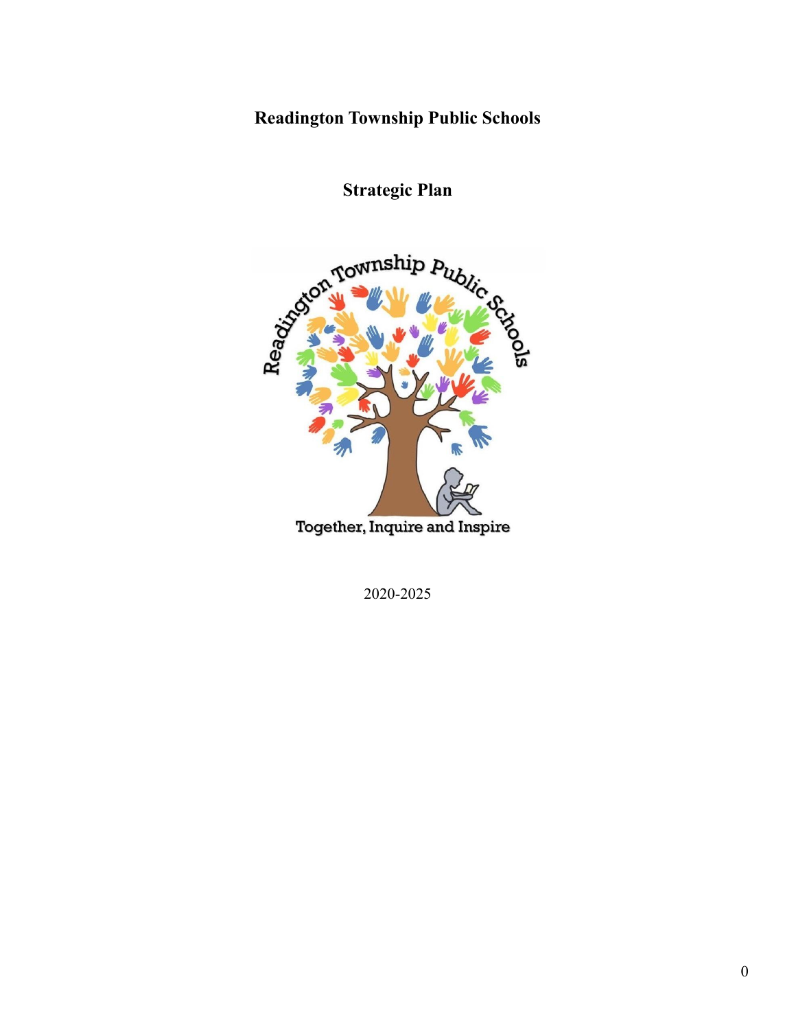# Readington Township Public Schools

## Strategic Plan

2020-2025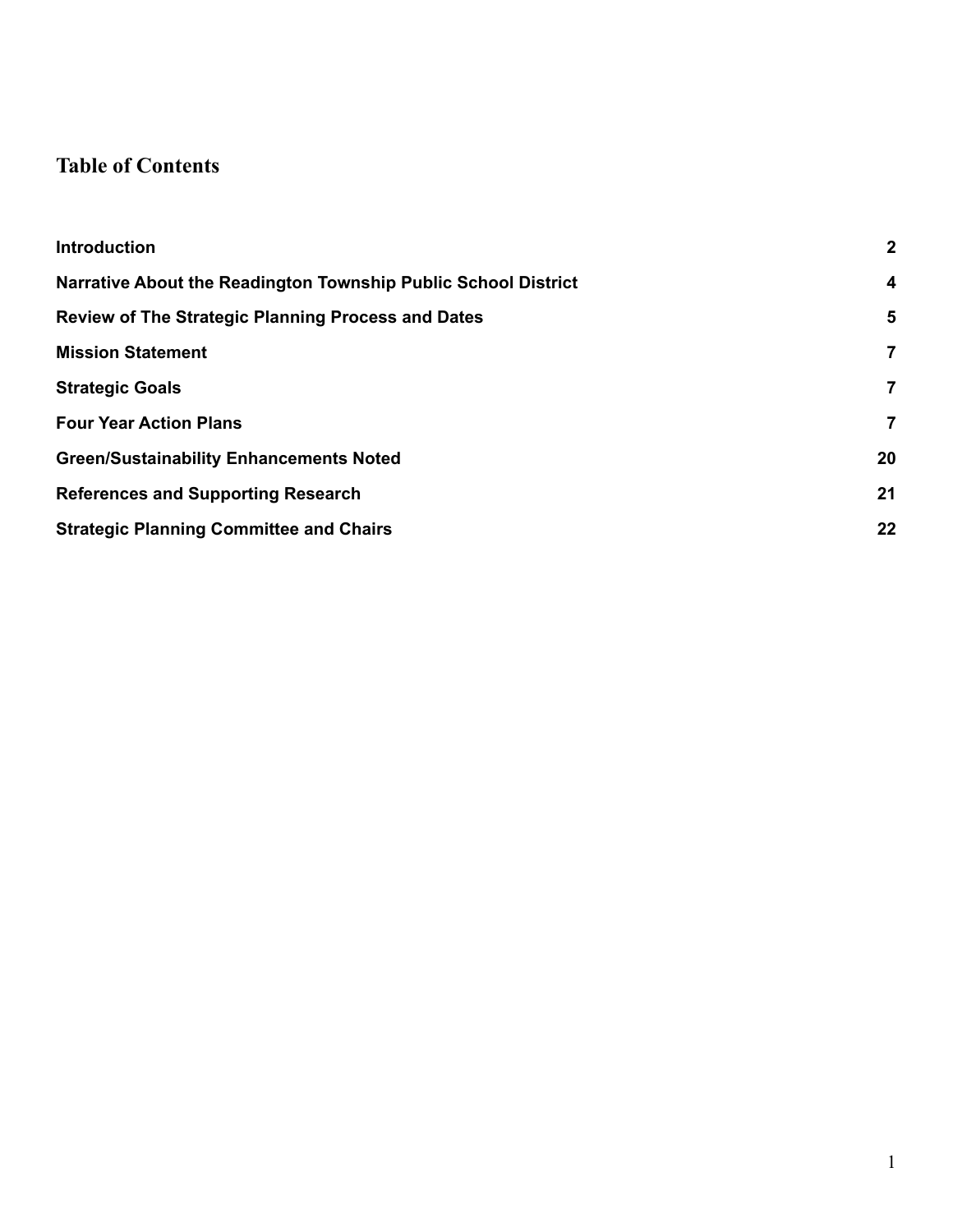## Table of Contents

| | |
|---|---|
| **Introduction** | **2** |
| **Narrative About the Readington Township Public School District** | **4** |
| **Review of The Strategic Planning Process and Dates** | **5** |
| **Mission Statement** | **7** |
| **Strategic Goals** | **7** |
| **Four Year Action Plans** | **7** |
| **Green/Sustainability Enhancements Noted** | **20** |
| **References and Supporting Research** | **21** |
| **Strategic Planning Committee and Chairs** | **22** |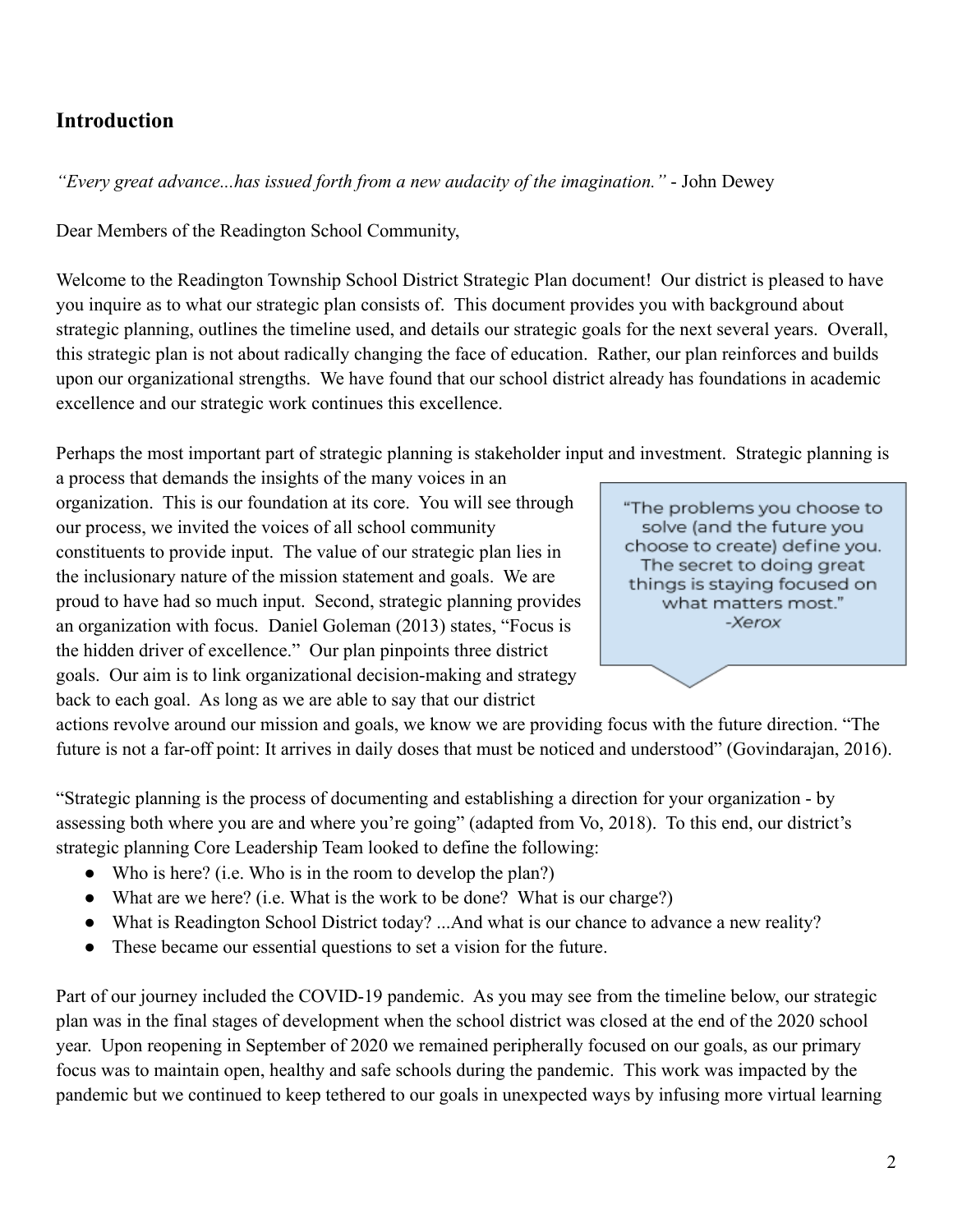## Introduction

*"Every great advance...has issued forth from a new audacity of the imagination."* - John Dewey

Dear Members of the Readington School Community,

Welcome to the Readington Township School District Strategic Plan document! Our district is pleased to have you inquire as to what our strategic plan consists of. This document provides you with background about strategic planning, outlines the timeline used, and details our strategic goals for the next several years. Overall, this strategic plan is not about radically changing the face of education. Rather, our plan reinforces and builds upon our organizational strengths. We have found that our school district already has foundations in academic excellence and our strategic work continues this excellence.

Perhaps the most important part of strategic planning is stakeholder input and investment. Strategic planning is a process that demands the insights of the many voices in an organization. This is our foundation at its core. You will see through our process, we invited the voices of all school community constituents to provide input. The value of our strategic plan lies in the inclusionary nature of the mission statement and goals. We are proud to have had so much input. Second, strategic planning provides an organization with focus. Daniel Goleman (2013) states, "Focus is the hidden driver of excellence." Our plan pinpoints three district goals. Our aim is to link organizational decision-making and strategy back to each goal. As long as we are able to say that our district actions revolve around our mission and goals, we know we are providing focus with the future direction. "The future is not a far-off point: It arrives in daily doses that must be noticed and understood" (Govindarajan, 2016).

> "The problems you choose to solve (and the future you choose to create) define you. The secret to doing great things is staying focused on what matters most."
> *-Xerox*

"Strategic planning is the process of documenting and establishing a direction for your organization - by assessing both where you are and where you're going" (adapted from Vo, 2018). To this end, our district's strategic planning Core Leadership Team looked to define the following:

- Who is here? (i.e. Who is in the room to develop the plan?)
- What are we here? (i.e. What is the work to be done? What is our charge?)
- What is Readington School District today? ...And what is our chance to advance a new reality?
- These became our essential questions to set a vision for the future.

Part of our journey included the COVID-19 pandemic. As you may see from the timeline below, our strategic plan was in the final stages of development when the school district was closed at the end of the 2020 school year. Upon reopening in September of 2020 we remained peripherally focused on our goals, as our primary focus was to maintain open, healthy and safe schools during the pandemic. This work was impacted by the pandemic but we continued to keep tethered to our goals in unexpected ways by infusing more virtual learning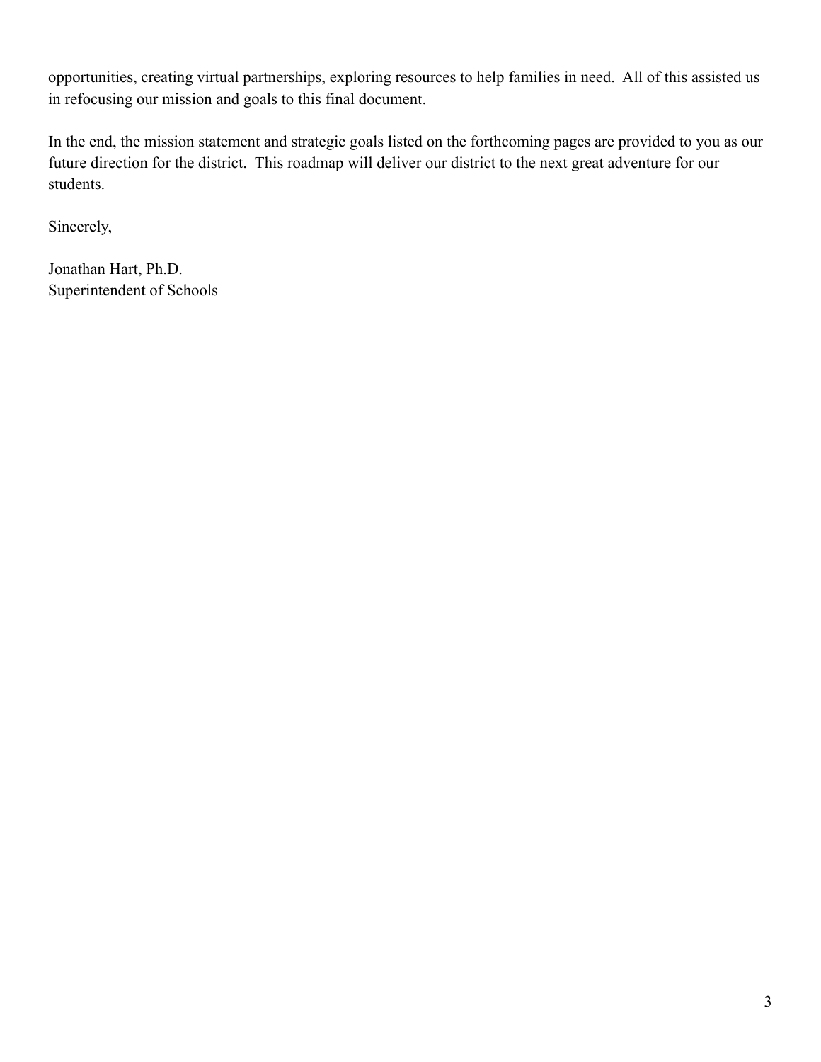opportunities, creating virtual partnerships, exploring resources to help families in need. All of this assisted us in refocusing our mission and goals to this final document.

In the end, the mission statement and strategic goals listed on the forthcoming pages are provided to you as our future direction for the district. This roadmap will deliver our district to the next great adventure for our students.

Sincerely,

Jonathan Hart, Ph.D.
Superintendent of Schools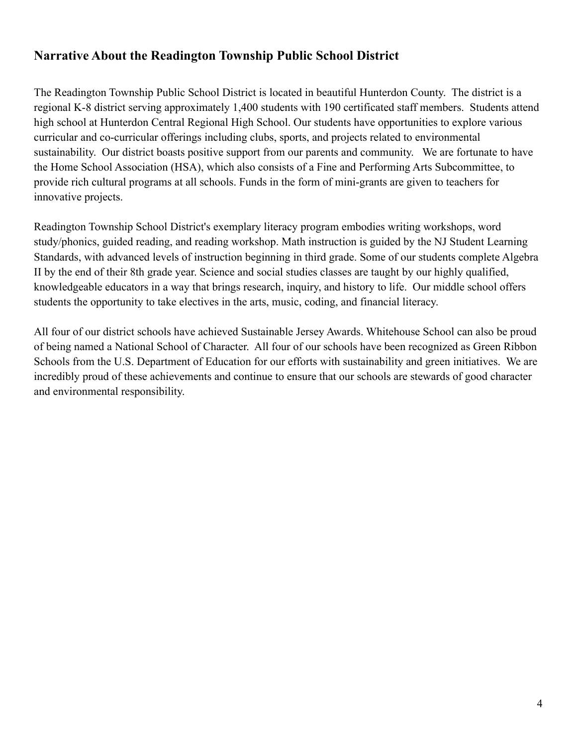## Narrative About the Readington Township Public School District

The Readington Township Public School District is located in beautiful Hunterdon County. The district is a regional K-8 district serving approximately 1,400 students with 190 certificated staff members. Students attend high school at Hunterdon Central Regional High School. Our students have opportunities to explore various curricular and co-curricular offerings including clubs, sports, and projects related to environmental sustainability. Our district boasts positive support from our parents and community. We are fortunate to have the Home School Association (HSA), which also consists of a Fine and Performing Arts Subcommittee, to provide rich cultural programs at all schools. Funds in the form of mini-grants are given to teachers for innovative projects.

Readington Township School District's exemplary literacy program embodies writing workshops, word study/phonics, guided reading, and reading workshop. Math instruction is guided by the NJ Student Learning Standards, with advanced levels of instruction beginning in third grade. Some of our students complete Algebra II by the end of their 8th grade year. Science and social studies classes are taught by our highly qualified, knowledgeable educators in a way that brings research, inquiry, and history to life. Our middle school offers students the opportunity to take electives in the arts, music, coding, and financial literacy.

All four of our district schools have achieved Sustainable Jersey Awards. Whitehouse School can also be proud of being named a National School of Character. All four of our schools have been recognized as Green Ribbon Schools from the U.S. Department of Education for our efforts with sustainability and green initiatives. We are incredibly proud of these achievements and continue to ensure that our schools are stewards of good character and environmental responsibility.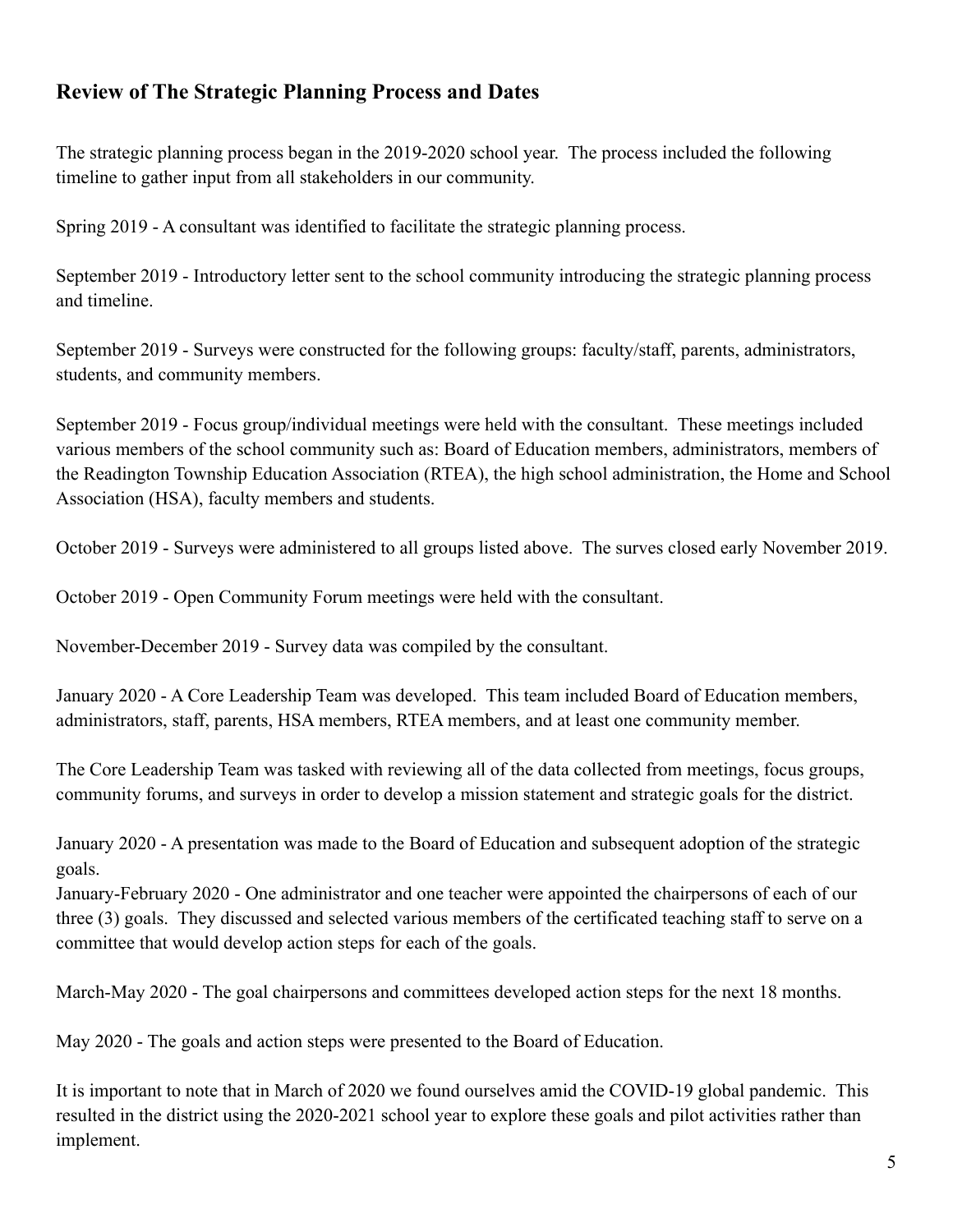## Review of The Strategic Planning Process and Dates

The strategic planning process began in the 2019-2020 school year. The process included the following timeline to gather input from all stakeholders in our community.

Spring 2019 - A consultant was identified to facilitate the strategic planning process.

September 2019 - Introductory letter sent to the school community introducing the strategic planning process and timeline.

September 2019 - Surveys were constructed for the following groups: faculty/staff, parents, administrators, students, and community members.

September 2019 - Focus group/individual meetings were held with the consultant. These meetings included various members of the school community such as: Board of Education members, administrators, members of the Readington Township Education Association (RTEA), the high school administration, the Home and School Association (HSA), faculty members and students.

October 2019 - Surveys were administered to all groups listed above. The surves closed early November 2019.

October 2019 - Open Community Forum meetings were held with the consultant.

November-December 2019 - Survey data was compiled by the consultant.

January 2020 - A Core Leadership Team was developed. This team included Board of Education members, administrators, staff, parents, HSA members, RTEA members, and at least one community member.

The Core Leadership Team was tasked with reviewing all of the data collected from meetings, focus groups, community forums, and surveys in order to develop a mission statement and strategic goals for the district.

January 2020 - A presentation was made to the Board of Education and subsequent adoption of the strategic goals.
January-February 2020 - One administrator and one teacher were appointed the chairpersons of each of our three (3) goals. They discussed and selected various members of the certificated teaching staff to serve on a committee that would develop action steps for each of the goals.

March-May 2020 - The goal chairpersons and committees developed action steps for the next 18 months.

May 2020 - The goals and action steps were presented to the Board of Education.

It is important to note that in March of 2020 we found ourselves amid the COVID-19 global pandemic. This resulted in the district using the 2020-2021 school year to explore these goals and pilot activities rather than implement.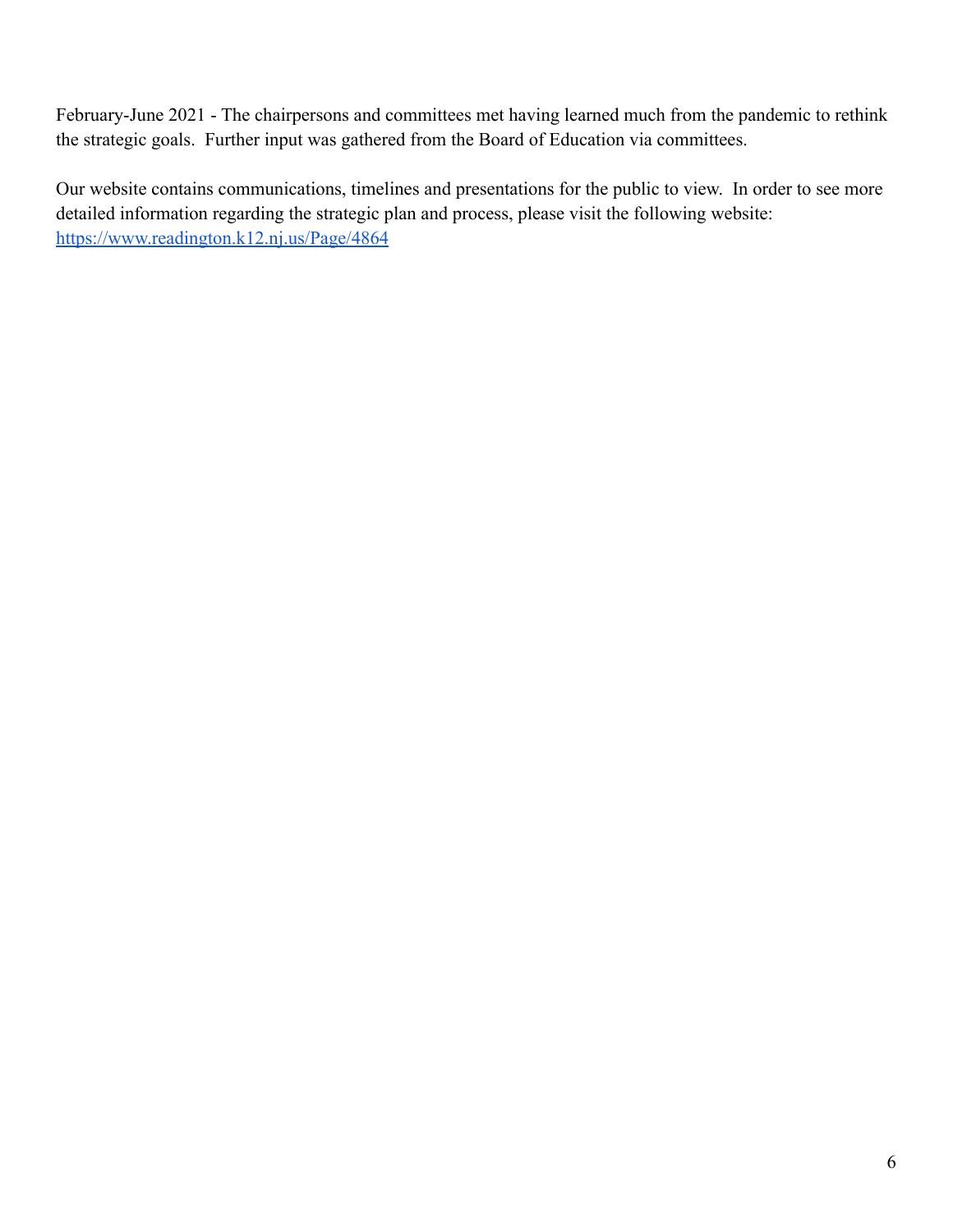February-June 2021 - The chairpersons and committees met having learned much from the pandemic to rethink the strategic goals. Further input was gathered from the Board of Education via committees.

Our website contains communications, timelines and presentations for the public to view. In order to see more detailed information regarding the strategic plan and process, please visit the following website: [https://www.readington.k12.nj.us/Page/4864](https://www.readington.k12.nj.us/Page/4864)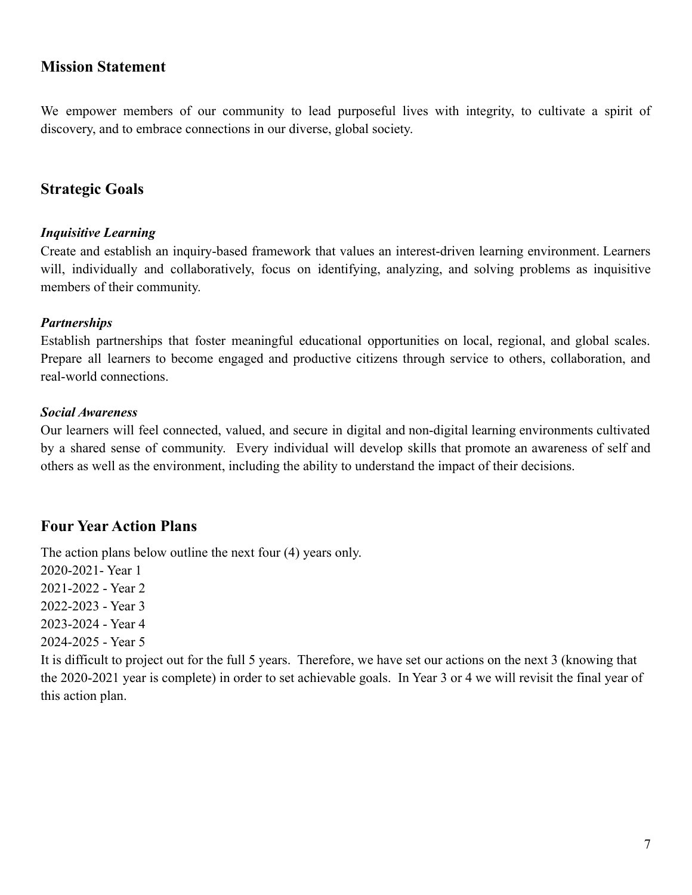## Mission Statement

We empower members of our community to lead purposeful lives with integrity, to cultivate a spirit of discovery, and to embrace connections in our diverse, global society.

## Strategic Goals

***Inquisitive Learning***

Create and establish an inquiry-based framework that values an interest-driven learning environment. Learners will, individually and collaboratively, focus on identifying, analyzing, and solving problems as inquisitive members of their community.

***Partnerships***

Establish partnerships that foster meaningful educational opportunities on local, regional, and global scales. Prepare all learners to become engaged and productive citizens through service to others, collaboration, and real-world connections.

***Social Awareness***

Our learners will feel connected, valued, and secure in digital and non-digital learning environments cultivated by a shared sense of community. Every individual will develop skills that promote an awareness of self and others as well as the environment, including the ability to understand the impact of their decisions.

## Four Year Action Plans

The action plans below outline the next four (4) years only.

2020-2021- Year 1
2021-2022 - Year 2
2022-2023 - Year 3
2023-2024 - Year 4
2024-2025 - Year 5

It is difficult to project out for the full 5 years. Therefore, we have set our actions on the next 3 (knowing that the 2020-2021 year is complete) in order to set achievable goals. In Year 3 or 4 we will revisit the final year of this action plan.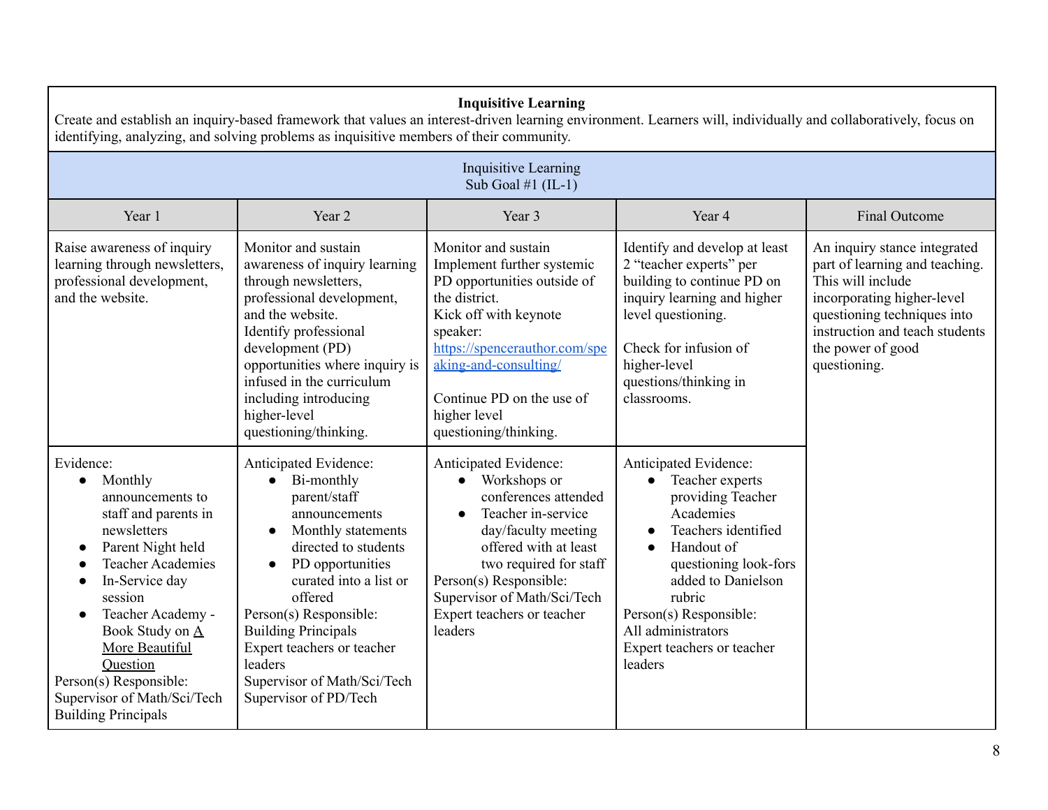**Inquisitive Learning**

Create and establish an inquiry-based framework that values an interest-driven learning environment. Learners will, individually and collaboratively, focus on identifying, analyzing, and solving problems as inquisitive members of their community.

| Inquisitive Learning Sub Goal #1 (IL-1) | | | | |
|---|---|---|---|---|
| Year 1 | Year 2 | Year 3 | Year 4 | Final Outcome |
| Raise awareness of inquiry learning through newsletters, professional development, and the website. | Monitor and sustain awareness of inquiry learning through newsletters, professional development, and the website.<br>Identify professional development (PD) opportunities where inquiry is infused in the curriculum including introducing higher-level questioning/thinking. | Monitor and sustain Implement further systemic PD opportunities outside of the district.<br>Kick off with keynote speaker: [https://spencerauthor.com/speaking-and-consulting/](https://spencerauthor.com/speaking-and-consulting/)<br><br>Continue PD on the use of higher level questioning/thinking. | Identify and develop at least 2 "teacher experts" per building to continue PD on inquiry learning and higher level questioning.<br><br>Check for infusion of higher-level questions/thinking in classrooms. | An inquiry stance integrated part of learning and teaching. This will include incorporating higher-level questioning techniques into instruction and teach students the power of good questioning. |
| Evidence:<br>• Monthly announcements to staff and parents in newsletters<br>• Parent Night held<br>• Teacher Academies<br>• In-Service day session<br>• Teacher Academy - Book Study on <u>A More Beautiful Question</u><br>Person(s) Responsible:<br>Supervisor of Math/Sci/Tech<br>Building Principals | Anticipated Evidence:<br>• Bi-monthly parent/staff announcements<br>• Monthly statements directed to students<br>• PD opportunities curated into a list or offered<br>Person(s) Responsible:<br>Building Principals<br>Expert teachers or teacher leaders<br>Supervisor of Math/Sci/Tech<br>Supervisor of PD/Tech | Anticipated Evidence:<br>• Workshops or conferences attended<br>• Teacher in-service day/faculty meeting offered with at least two required for staff<br>Person(s) Responsible:<br>Supervisor of Math/Sci/Tech<br>Expert teachers or teacher leaders | Anticipated Evidence:<br>• Teacher experts providing Teacher Academies<br>• Teachers identified<br>• Handout of questioning look-fors added to Danielson rubric<br>Person(s) Responsible:<br>All administrators<br>Expert teachers or teacher leaders | |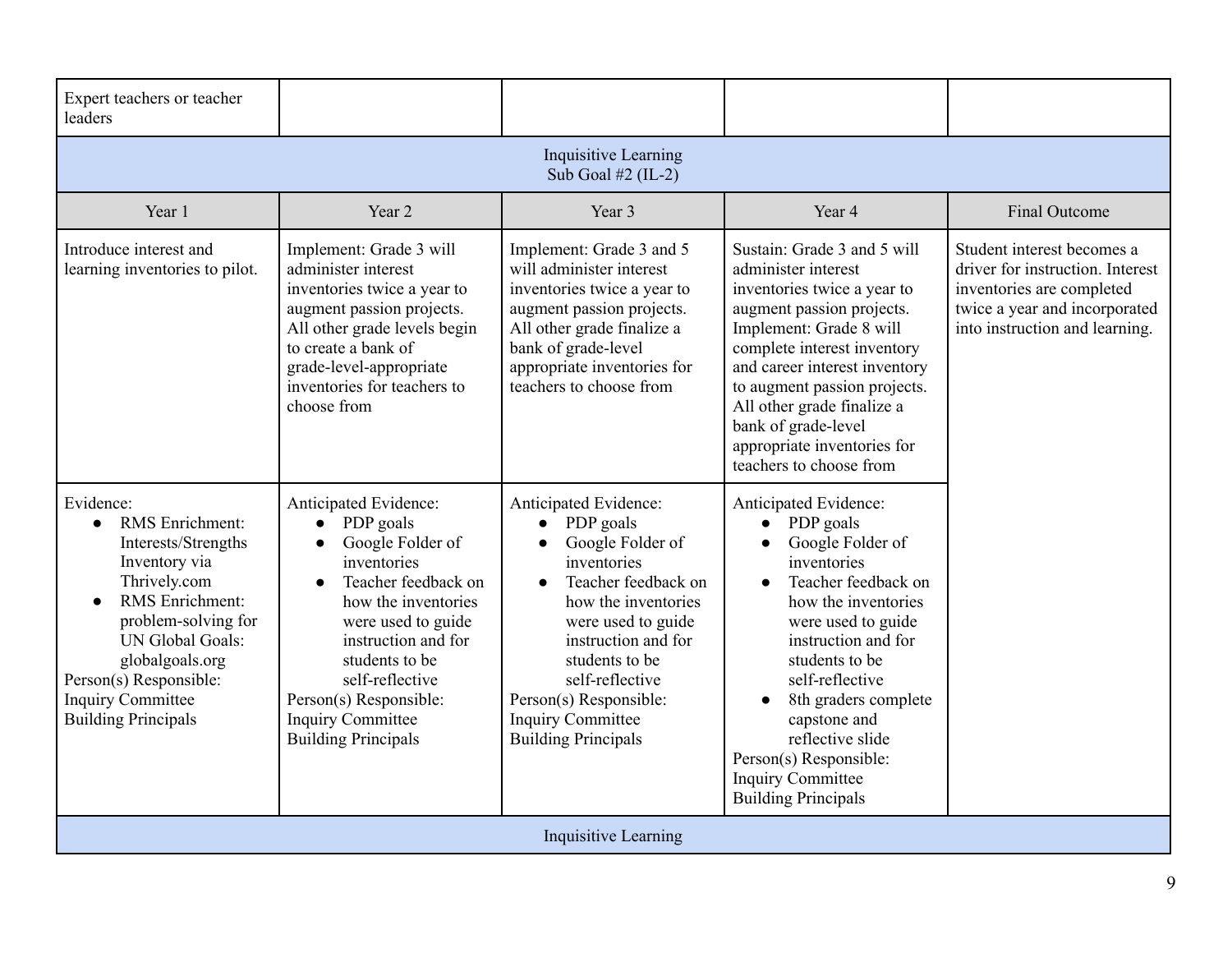| Expert teachers or teacher leaders | | | | |
|---|---|---|---|---|
| **Inquisitive Learning<br>Sub Goal #2 (IL-2)** | | | | |
| **Year 1** | **Year 2** | **Year 3** | **Year 4** | **Final Outcome** |
| Introduce interest and learning inventories to pilot. | Implement: Grade 3 will administer interest inventories twice a year to augment passion projects. All other grade levels begin to create a bank of grade-level-appropriate inventories for teachers to choose from | Implement: Grade 3 and 5 will administer interest inventories twice a year to augment passion projects. All other grade finalize a bank of grade-level appropriate inventories for teachers to choose from | Sustain: Grade 3 and 5 will administer interest inventories twice a year to augment passion projects. Implement: Grade 8 will complete interest inventory and career interest inventory to augment passion projects. All other grade finalize a bank of grade-level appropriate inventories for teachers to choose from | Student interest becomes a driver for instruction. Interest inventories are completed twice a year and incorporated into instruction and learning. |
| Evidence:<br>• RMS Enrichment: Interests/Strengths Inventory via Thrively.com<br>• RMS Enrichment: problem-solving for UN Global Goals: globalgoals.org<br>Person(s) Responsible:<br>Inquiry Committee<br>Building Principals | Anticipated Evidence:<br>• PDP goals<br>• Google Folder of inventories<br>• Teacher feedback on how the inventories were used to guide instruction and for students to be self-reflective<br>Person(s) Responsible:<br>Inquiry Committee<br>Building Principals | Anticipated Evidence:<br>• PDP goals<br>• Google Folder of inventories<br>• Teacher feedback on how the inventories were used to guide instruction and for students to be self-reflective<br>Person(s) Responsible:<br>Inquiry Committee<br>Building Principals | Anticipated Evidence:<br>• PDP goals<br>• Google Folder of inventories<br>• Teacher feedback on how the inventories were used to guide instruction and for students to be self-reflective<br>• 8th graders complete capstone and reflective slide<br>Person(s) Responsible:<br>Inquiry Committee<br>Building Principals | |
| **Inquisitive Learning** | | | | |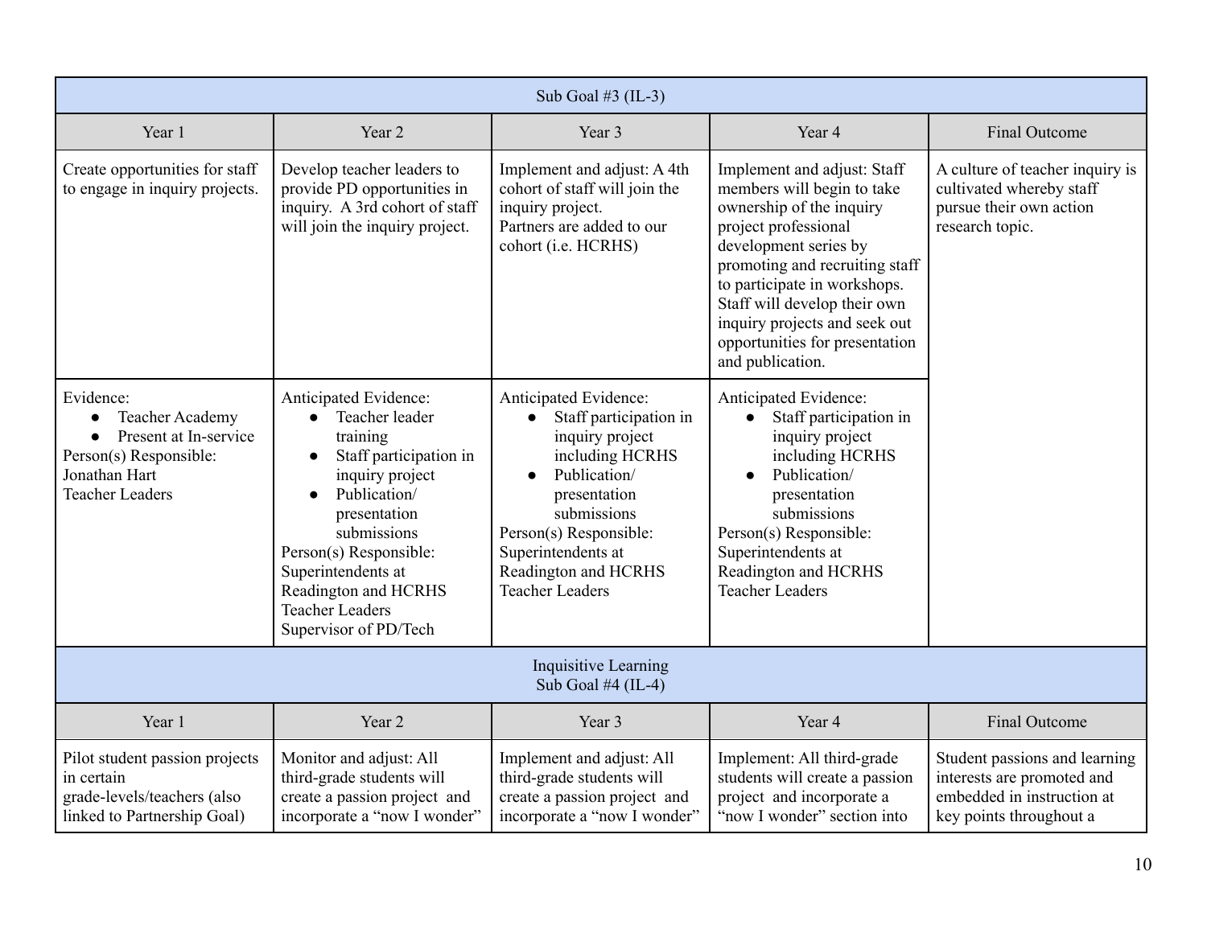| Sub Goal #3 (IL-3) | | | | |
|---|---|---|---|---|
| Year 1 | Year 2 | Year 3 | Year 4 | Final Outcome |
| Create opportunities for staff to engage in inquiry projects. | Develop teacher leaders to provide PD opportunities in inquiry. A 3rd cohort of staff will join the inquiry project. | Implement and adjust: A 4th cohort of staff will join the inquiry project.<br>Partners are added to our cohort (i.e. HCRHS) | Implement and adjust: Staff members will begin to take ownership of the inquiry project professional development series by promoting and recruiting staff to participate in workshops. Staff will develop their own inquiry projects and seek out opportunities for presentation and publication. | A culture of teacher inquiry is cultivated whereby staff pursue their own action research topic. |
| Evidence:<br>• Teacher Academy<br>• Present at In-service<br>Person(s) Responsible:<br>Jonathan Hart<br>Teacher Leaders | Anticipated Evidence:<br>• Teacher leader training<br>• Staff participation in inquiry project<br>• Publication/ presentation submissions<br>Person(s) Responsible:<br>Superintendents at Readington and HCRHS<br>Teacher Leaders<br>Supervisor of PD/Tech | Anticipated Evidence:<br>• Staff participation in inquiry project including HCRHS<br>• Publication/ presentation submissions<br>Person(s) Responsible:<br>Superintendents at Readington and HCRHS<br>Teacher Leaders | Anticipated Evidence:<br>• Staff participation in inquiry project including HCRHS<br>• Publication/ presentation submissions<br>Person(s) Responsible:<br>Superintendents at Readington and HCRHS<br>Teacher Leaders | |

| Inquisitive Learning<br>Sub Goal #4 (IL-4) | | | | |
|---|---|---|---|---|
| Year 1 | Year 2 | Year 3 | Year 4 | Final Outcome |
| Pilot student passion projects in certain grade-levels/teachers (also linked to Partnership Goal) | Monitor and adjust: All third-grade students will create a passion project and incorporate a "now I wonder" | Implement and adjust: All third-grade students will create a passion project and incorporate a "now I wonder" | Implement: All third-grade students will create a passion project and incorporate a "now I wonder" section into | Student passions and learning interests are promoted and embedded in instruction at key points throughout a |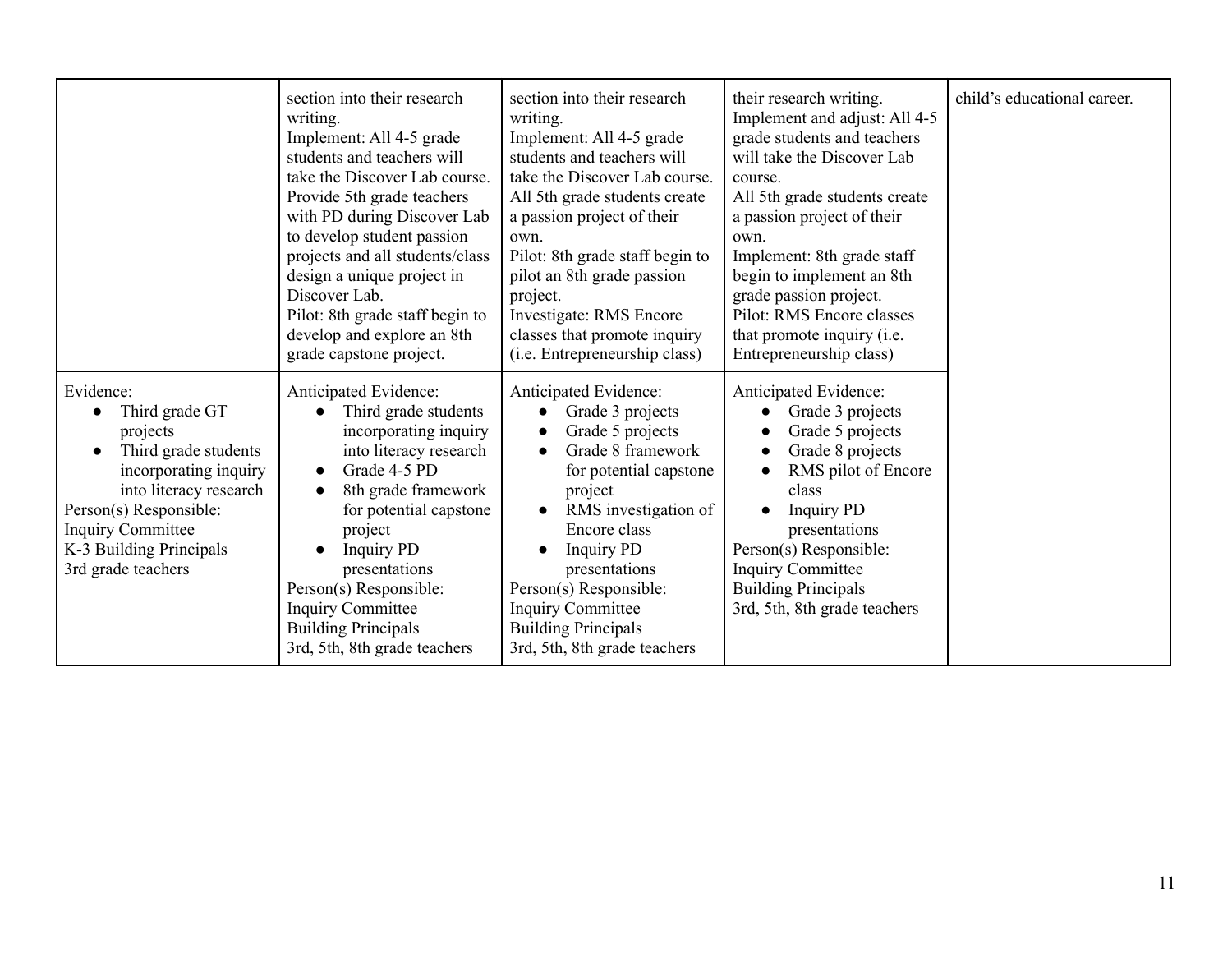| | | | | |
|---|---|---|---|---|
| | section into their research writing.<br>Implement: All 4-5 grade students and teachers will take the Discover Lab course.<br>Provide 5th grade teachers with PD during Discover Lab to develop student passion projects and all students/class design a unique project in Discover Lab.<br>Pilot: 8th grade staff begin to develop and explore an 8th grade capstone project. | section into their research writing.<br>Implement: All 4-5 grade students and teachers will take the Discover Lab course.<br>All 5th grade students create a passion project of their own.<br>Pilot: 8th grade staff begin to pilot an 8th grade passion project.<br>Investigate: RMS Encore classes that promote inquiry (i.e. Entrepreneurship class) | their research writing.<br>Implement and adjust: All 4-5 grade students and teachers will take the Discover Lab course.<br>All 5th grade students create a passion project of their own.<br>Implement: 8th grade staff begin to implement an 8th grade passion project.<br>Pilot: RMS Encore classes that promote inquiry (i.e. Entrepreneurship class) | child's educational career. |
| Evidence:<br>● Third grade GT projects<br>● Third grade students incorporating inquiry into literacy research<br>Person(s) Responsible:<br>Inquiry Committee<br>K-3 Building Principals<br>3rd grade teachers | Anticipated Evidence:<br>● Third grade students incorporating inquiry into literacy research<br>● Grade 4-5 PD<br>● 8th grade framework for potential capstone project<br>● Inquiry PD presentations<br>Person(s) Responsible:<br>Inquiry Committee<br>Building Principals<br>3rd, 5th, 8th grade teachers | Anticipated Evidence:<br>● Grade 3 projects<br>● Grade 5 projects<br>● Grade 8 framework for potential capstone project<br>● RMS investigation of Encore class<br>● Inquiry PD presentations<br>Person(s) Responsible:<br>Inquiry Committee<br>Building Principals<br>3rd, 5th, 8th grade teachers | Anticipated Evidence:<br>● Grade 3 projects<br>● Grade 5 projects<br>● Grade 8 projects<br>● RMS pilot of Encore class<br>● Inquiry PD presentations<br>Person(s) Responsible:<br>Inquiry Committee<br>Building Principals<br>3rd, 5th, 8th grade teachers | |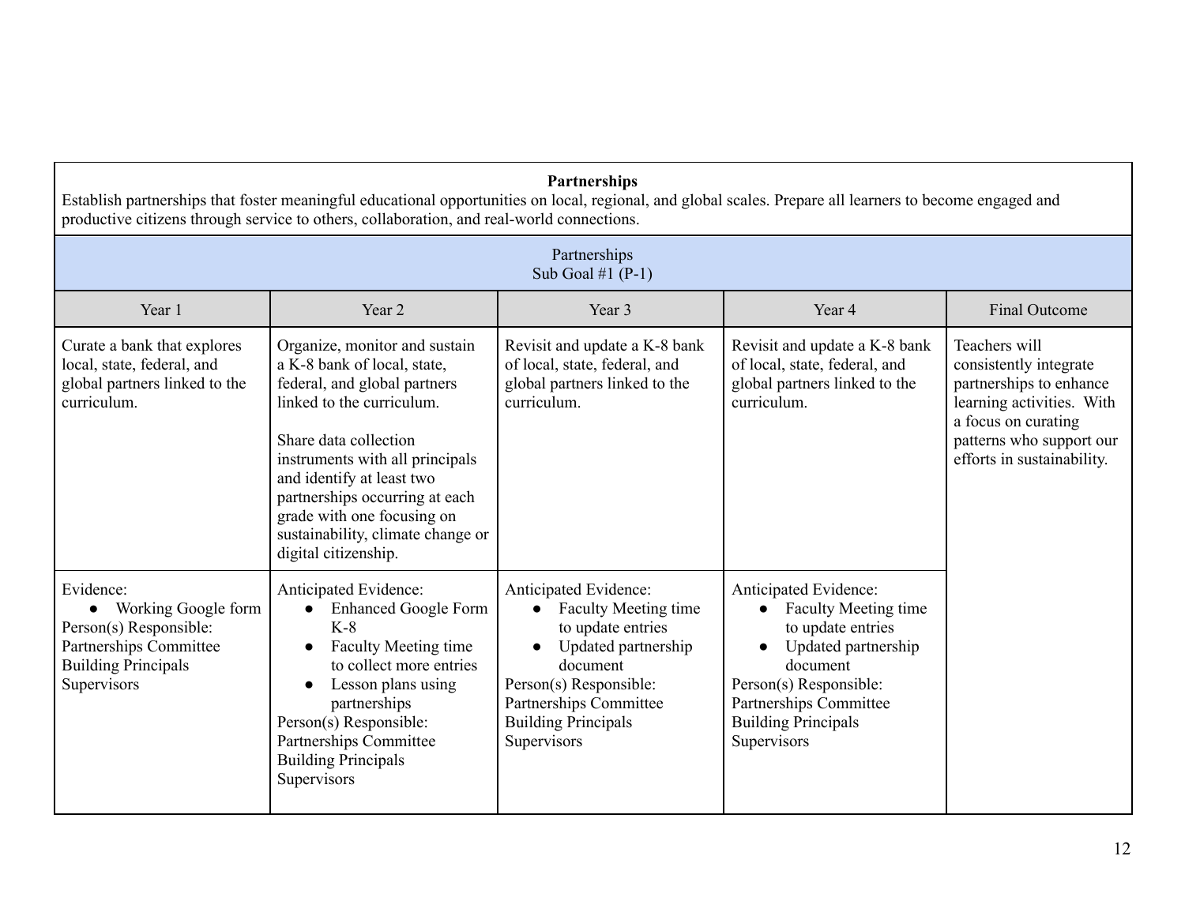**Partnerships**

Establish partnerships that foster meaningful educational opportunities on local, regional, and global scales. Prepare all learners to become engaged and productive citizens through service to others, collaboration, and real-world connections.

Partnerships
Sub Goal #1 (P-1)

| Year 1 | Year 2 | Year 3 | Year 4 | Final Outcome |
|---|---|---|---|---|
| Curate a bank that explores local, state, federal, and global partners linked to the curriculum. | Organize, monitor and sustain a K-8 bank of local, state, federal, and global partners linked to the curriculum.<br><br>Share data collection instruments with all principals and identify at least two partnerships occurring at each grade with one focusing on sustainability, climate change or digital citizenship. | Revisit and update a K-8 bank of local, state, federal, and global partners linked to the curriculum. | Revisit and update a K-8 bank of local, state, federal, and global partners linked to the curriculum. | Teachers will consistently integrate partnerships to enhance learning activities. With a focus on curating patterns who support our efforts in sustainability. |
| Evidence:<br>● Working Google form<br>Person(s) Responsible:<br>Partnerships Committee<br>Building Principals<br>Supervisors | Anticipated Evidence:<br>● Enhanced Google Form K-8<br>● Faculty Meeting time to collect more entries<br>● Lesson plans using partnerships<br>Person(s) Responsible:<br>Partnerships Committee<br>Building Principals<br>Supervisors | Anticipated Evidence:<br>● Faculty Meeting time to update entries<br>● Updated partnership document<br>Person(s) Responsible:<br>Partnerships Committee<br>Building Principals<br>Supervisors | Anticipated Evidence:<br>● Faculty Meeting time to update entries<br>● Updated partnership document<br>Person(s) Responsible:<br>Partnerships Committee<br>Building Principals<br>Supervisors | |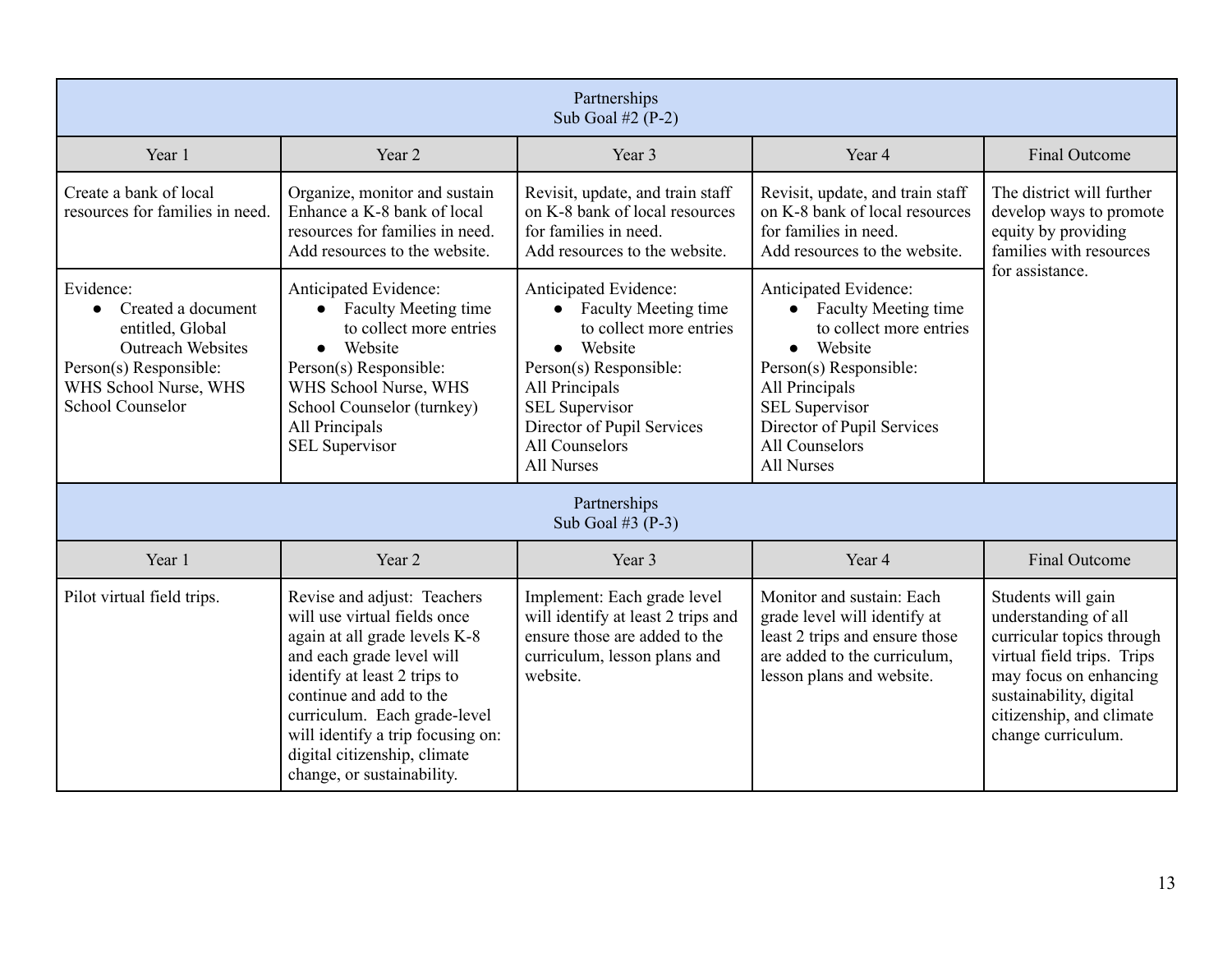| Partnerships<br>Sub Goal #2 (P-2) | | | | |
|---|---|---|---|---|
| Year 1 | Year 2 | Year 3 | Year 4 | Final Outcome |
| Create a bank of local resources for families in need. | Organize, monitor and sustain Enhance a K-8 bank of local resources for families in need. Add resources to the website. | Revisit, update, and train staff on K-8 bank of local resources for families in need. Add resources to the website. | Revisit, update, and train staff on K-8 bank of local resources for families in need. Add resources to the website. | The district will further develop ways to promote equity by providing families with resources for assistance. |
| Evidence:<br>• Created a document entitled, Global Outreach Websites<br>Person(s) Responsible:<br>WHS School Nurse, WHS School Counselor | Anticipated Evidence:<br>• Faculty Meeting time to collect more entries<br>• Website<br>Person(s) Responsible:<br>WHS School Nurse, WHS School Counselor (turnkey)<br>All Principals<br>SEL Supervisor | Anticipated Evidence:<br>• Faculty Meeting time to collect more entries<br>• Website<br>Person(s) Responsible:<br>All Principals<br>SEL Supervisor<br>Director of Pupil Services<br>All Counselors<br>All Nurses | Anticipated Evidence:<br>• Faculty Meeting time to collect more entries<br>• Website<br>Person(s) Responsible:<br>All Principals<br>SEL Supervisor<br>Director of Pupil Services<br>All Counselors<br>All Nurses | |

| Partnerships<br>Sub Goal #3 (P-3) | | | | |
|---|---|---|---|---|
| Year 1 | Year 2 | Year 3 | Year 4 | Final Outcome |
| Pilot virtual field trips. | Revise and adjust: Teachers will use virtual fields once again at all grade levels K-8 and each grade level will identify at least 2 trips to continue and add to the curriculum. Each grade-level will identify a trip focusing on: digital citizenship, climate change, or sustainability. | Implement: Each grade level will identify at least 2 trips and ensure those are added to the curriculum, lesson plans and website. | Monitor and sustain: Each grade level will identify at least 2 trips and ensure those are added to the curriculum, lesson plans and website. | Students will gain understanding of all curricular topics through virtual field trips. Trips may focus on enhancing sustainability, digital citizenship, and climate change curriculum. |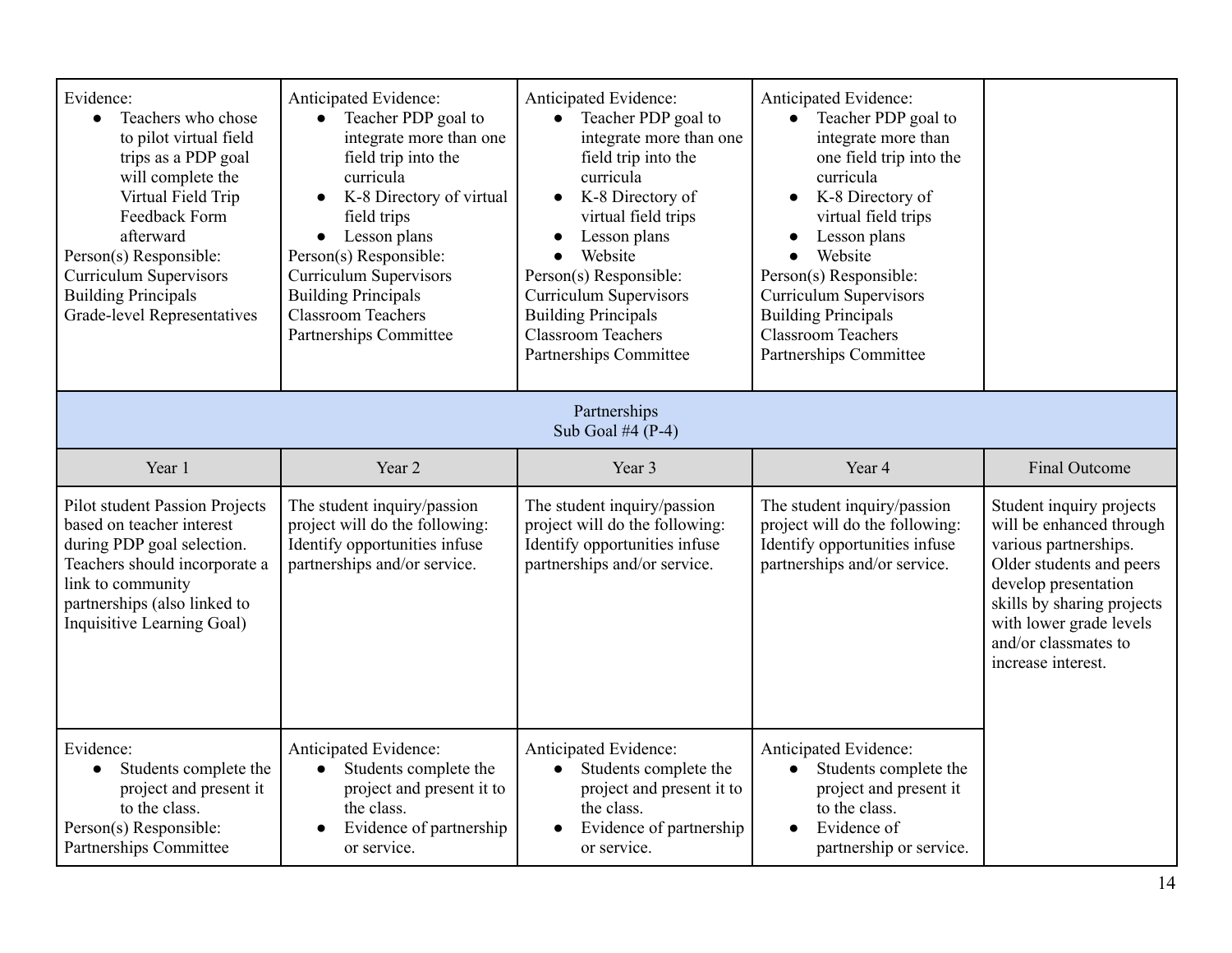| | | | | |
|---|---|---|---|---|
| Evidence:<br>• Teachers who chose to pilot virtual field trips as a PDP goal will complete the Virtual Field Trip Feedback Form afterward<br>Person(s) Responsible:<br>Curriculum Supervisors<br>Building Principals<br>Grade-level Representatives | Anticipated Evidence:<br>• Teacher PDP goal to integrate more than one field trip into the curricula<br>• K-8 Directory of virtual field trips<br>• Lesson plans<br>Person(s) Responsible:<br>Curriculum Supervisors<br>Building Principals<br>Classroom Teachers<br>Partnerships Committee | Anticipated Evidence:<br>• Teacher PDP goal to integrate more than one field trip into the curricula<br>• K-8 Directory of virtual field trips<br>• Lesson plans<br>• Website<br>Person(s) Responsible:<br>Curriculum Supervisors<br>Building Principals<br>Classroom Teachers<br>Partnerships Committee | Anticipated Evidence:<br>• Teacher PDP goal to integrate more than one field trip into the curricula<br>• K-8 Directory of virtual field trips<br>• Lesson plans<br>• Website<br>Person(s) Responsible:<br>Curriculum Supervisors<br>Building Principals<br>Classroom Teachers<br>Partnerships Committee | |

| Partnerships<br>Sub Goal #4 (P-4) | | | | |
|---|---|---|---|---|
| Year 1 | Year 2 | Year 3 | Year 4 | Final Outcome |
| Pilot student Passion Projects based on teacher interest during PDP goal selection. Teachers should incorporate a link to community partnerships (also linked to Inquisitive Learning Goal) | The student inquiry/passion project will do the following: Identify opportunities infuse partnerships and/or service. | The student inquiry/passion project will do the following: Identify opportunities infuse partnerships and/or service. | The student inquiry/passion project will do the following: Identify opportunities infuse partnerships and/or service. | Student inquiry projects will be enhanced through various partnerships. Older students and peers develop presentation skills by sharing projects with lower grade levels and/or classmates to increase interest. |
| Evidence:<br>• Students complete the project and present it to the class.<br>Person(s) Responsible:<br>Partnerships Committee | Anticipated Evidence:<br>• Students complete the project and present it to the class.<br>• Evidence of partnership or service. | Anticipated Evidence:<br>• Students complete the project and present it to the class.<br>• Evidence of partnership or service. | Anticipated Evidence:<br>• Students complete the project and present it to the class.<br>• Evidence of partnership or service. | |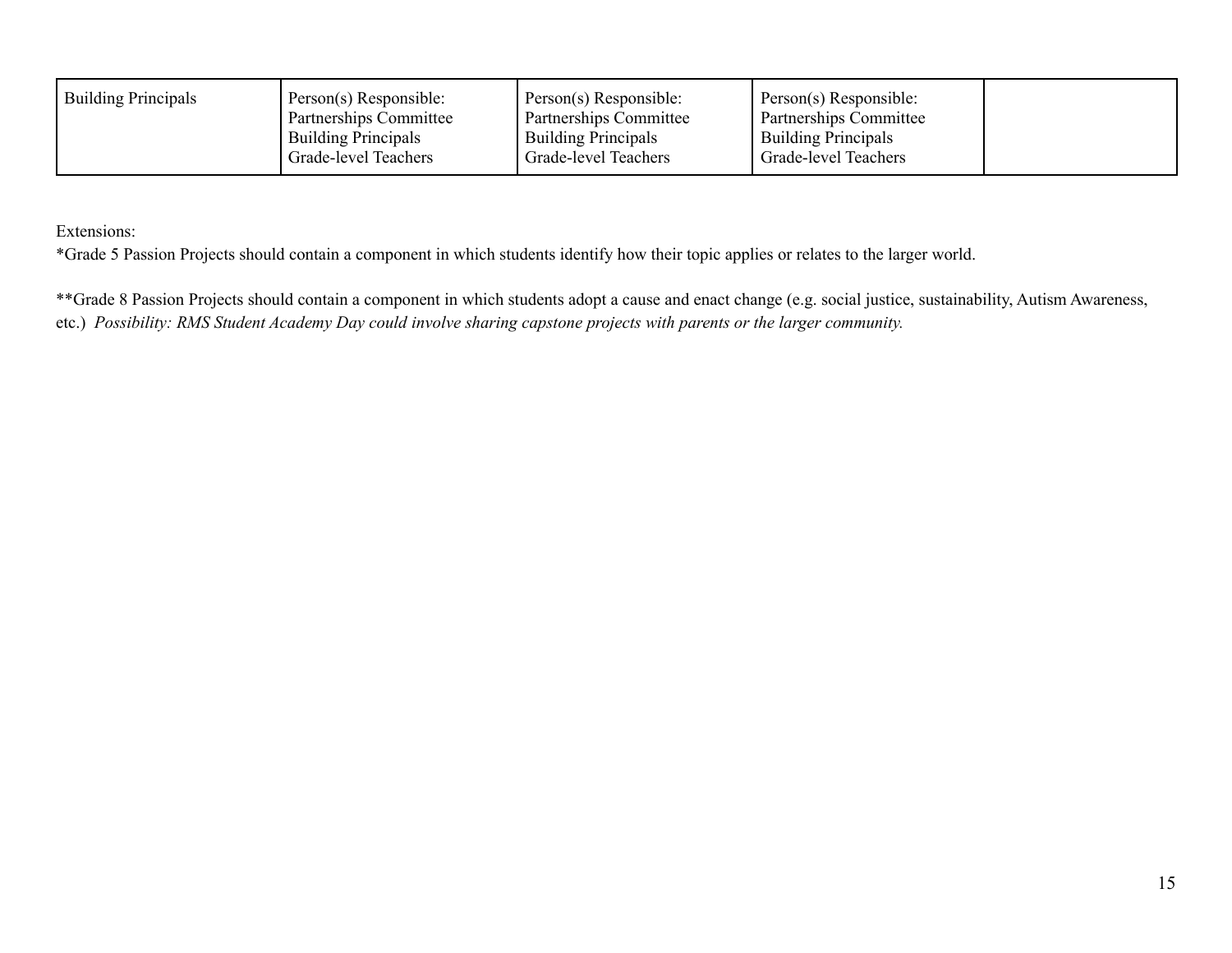| Building Principals | Person(s) Responsible:<br>Partnerships Committee<br>Building Principals<br>Grade-level Teachers | Person(s) Responsible:<br>Partnerships Committee<br>Building Principals<br>Grade-level Teachers | Person(s) Responsible:<br>Partnerships Committee<br>Building Principals<br>Grade-level Teachers | |
|---|---|---|---|---|

Extensions:
*Grade 5 Passion Projects should contain a component in which students identify how their topic applies or relates to the larger world.

**Grade 8 Passion Projects should contain a component in which students adopt a cause and enact change (e.g. social justice, sustainability, Autism Awareness, etc.) *Possibility: RMS Student Academy Day could involve sharing capstone projects with parents or the larger community.*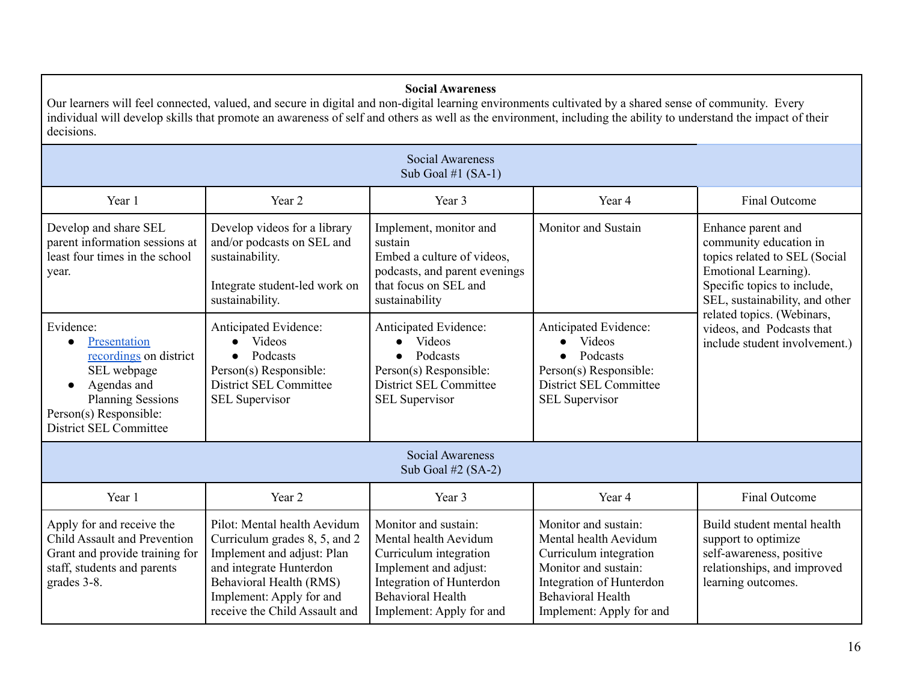**Social Awareness**

Our learners will feel connected, valued, and secure in digital and non-digital learning environments cultivated by a shared sense of community. Every individual will develop skills that promote an awareness of self and others as well as the environment, including the ability to understand the impact of their decisions.

**Social Awareness Sub Goal #1 (SA-1)**

| Year 1 | Year 2 | Year 3 | Year 4 | Final Outcome |
|---|---|---|---|---|
| Develop and share SEL parent information sessions at least four times in the school year. | Develop videos for a library and/or podcasts on SEL and sustainability.<br><br>Integrate student-led work on sustainability. | Implement, monitor and sustain<br>Embed a culture of videos, podcasts, and parent evenings that focus on SEL and sustainability | Monitor and Sustain | Enhance parent and community education in topics related to SEL (Social Emotional Learning). Specific topics to include, SEL, sustainability, and other related topics. (Webinars, videos, and Podcasts that include student involvement.) |
| Evidence:<br>● Presentation recordings on district SEL webpage<br>● Agendas and Planning Sessions<br>Person(s) Responsible:<br>District SEL Committee | Anticipated Evidence:<br>● Videos<br>● Podcasts<br>Person(s) Responsible:<br>District SEL Committee<br>SEL Supervisor | Anticipated Evidence:<br>● Videos<br>● Podcasts<br>Person(s) Responsible:<br>District SEL Committee<br>SEL Supervisor | Anticipated Evidence:<br>● Videos<br>● Podcasts<br>Person(s) Responsible:<br>District SEL Committee<br>SEL Supervisor | |

**Social Awareness Sub Goal #2 (SA-2)**

| Year 1 | Year 2 | Year 3 | Year 4 | Final Outcome |
|---|---|---|---|---|
| Apply for and receive the Child Assault and Prevention Grant and provide training for staff, students and parents grades 3-8. | Pilot: Mental health Aevidum Curriculum grades 8, 5, and 2<br>Implement and adjust: Plan and integrate Hunterdon Behavioral Health (RMS)<br>Implement: Apply for and receive the Child Assault and | Monitor and sustain: Mental health Aevidum Curriculum integration<br>Implement and adjust: Integration of Hunterdon Behavioral Health<br>Implement: Apply for and | Monitor and sustain: Mental health Aevidum Curriculum integration<br>Monitor and sustain: Integration of Hunterdon Behavioral Health<br>Implement: Apply for and | Build student mental health support to optimize self-awareness, positive relationships, and improved learning outcomes. |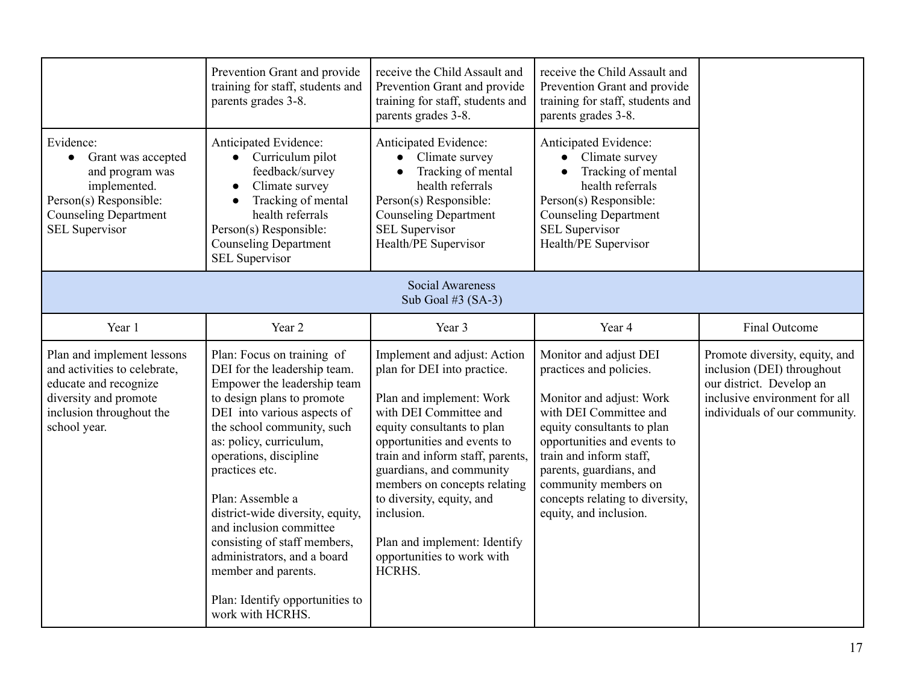| | | | | |
|---|---|---|---|---|
| | Prevention Grant and provide training for staff, students and parents grades 3-8. | receive the Child Assault and Prevention Grant and provide training for staff, students and parents grades 3-8. | receive the Child Assault and Prevention Grant and provide training for staff, students and parents grades 3-8. | |
| Evidence:<br>● Grant was accepted and program was implemented.<br>Person(s) Responsible:<br>Counseling Department<br>SEL Supervisor | Anticipated Evidence:<br>● Curriculum pilot feedback/survey<br>● Climate survey<br>● Tracking of mental health referrals<br>Person(s) Responsible:<br>Counseling Department<br>SEL Supervisor | Anticipated Evidence:<br>● Climate survey<br>● Tracking of mental health referrals<br>Person(s) Responsible:<br>Counseling Department<br>SEL Supervisor<br>Health/PE Supervisor | Anticipated Evidence:<br>● Climate survey<br>● Tracking of mental health referrals<br>Person(s) Responsible:<br>Counseling Department<br>SEL Supervisor<br>Health/PE Supervisor | |

| Social Awareness<br>Sub Goal #3 (SA-3) | | | | |
|---|---|---|---|---|
| Year 1 | Year 2 | Year 3 | Year 4 | Final Outcome |
| Plan and implement lessons and activities to celebrate, educate and recognize diversity and promote inclusion throughout the school year. | Plan: Focus on training of DEI for the leadership team. Empower the leadership team to design plans to promote DEI into various aspects of the school community, such as: policy, curriculum, operations, discipline practices etc.<br><br>Plan: Assemble a district-wide diversity, equity, and inclusion committee consisting of staff members, administrators, and a board member and parents.<br><br>Plan: Identify opportunities to work with HCRHS. | Implement and adjust: Action plan for DEI into practice.<br><br>Plan and implement: Work with DEI Committee and equity consultants to plan opportunities and events to train and inform staff, parents, guardians, and community members on concepts relating to diversity, equity, and inclusion.<br><br>Plan and implement: Identify opportunities to work with HCRHS. | Monitor and adjust DEI practices and policies.<br><br>Monitor and adjust: Work with DEI Committee and equity consultants to plan opportunities and events to train and inform staff, parents, guardians, and community members on concepts relating to diversity, equity, and inclusion. | Promote diversity, equity, and inclusion (DEI) throughout our district. Develop an inclusive environment for all individuals of our community. |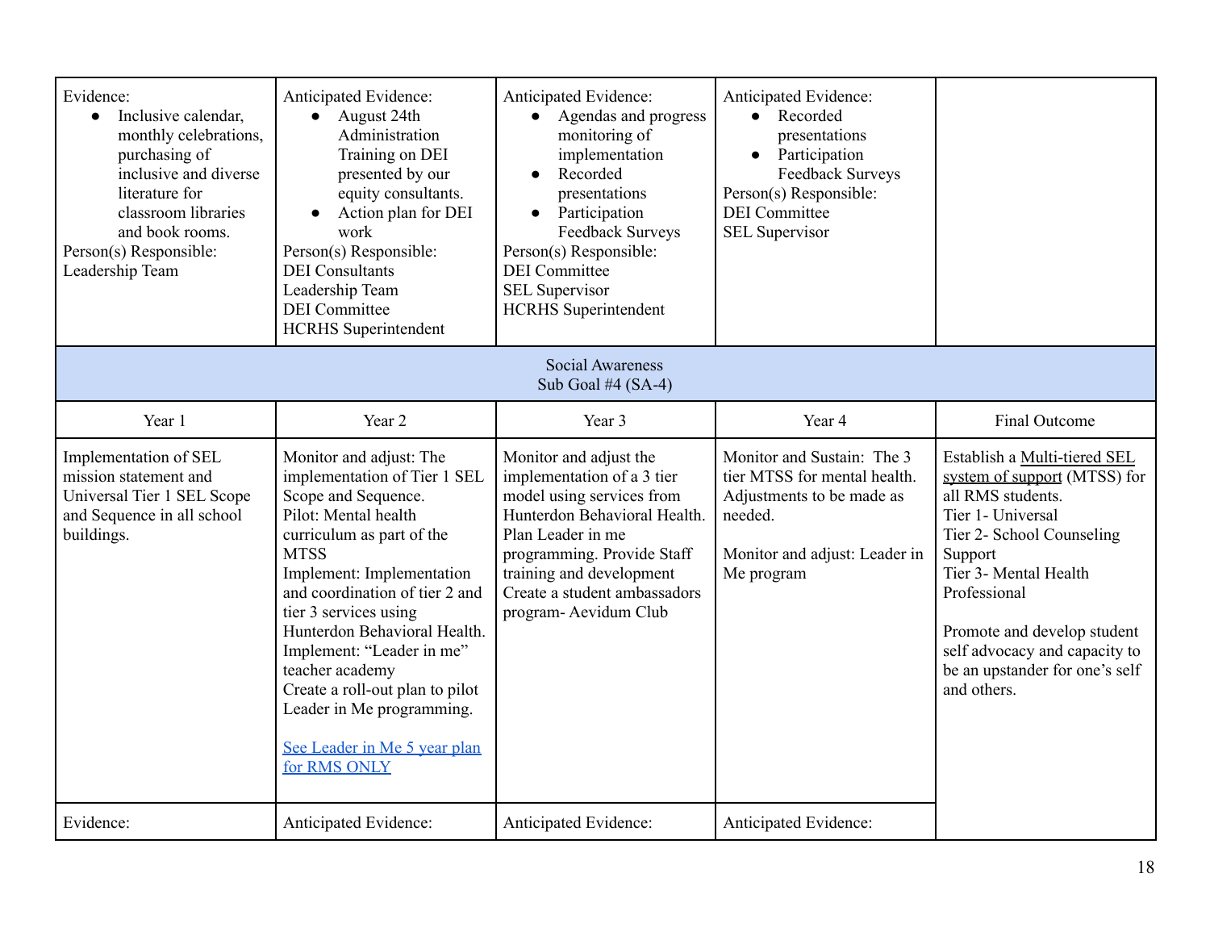| Evidence:<br>• Inclusive calendar, monthly celebrations, purchasing of inclusive and diverse literature for classroom libraries and book rooms.<br>Person(s) Responsible:<br>Leadership Team | Anticipated Evidence:<br>• August 24th Administration Training on DEI presented by our equity consultants.<br>• Action plan for DEI work<br>Person(s) Responsible:<br>DEI Consultants<br>Leadership Team<br>DEI Committee<br>HCRHS Superintendent | Anticipated Evidence:<br>• Agendas and progress monitoring of implementation<br>• Recorded presentations<br>• Participation Feedback Surveys<br>Person(s) Responsible:<br>DEI Committee<br>SEL Supervisor<br>HCRHS Superintendent | Anticipated Evidence:<br>• Recorded presentations<br>• Participation Feedback Surveys<br>Person(s) Responsible:<br>DEI Committee<br>SEL Supervisor | |
|---|---|---|---|---|
| Social Awareness<br>Sub Goal #4 (SA-4) | | | | |
| Year 1 | Year 2 | Year 3 | Year 4 | Final Outcome |
| Implementation of SEL mission statement and Universal Tier 1 SEL Scope and Sequence in all school buildings. | Monitor and adjust: The implementation of Tier 1 SEL Scope and Sequence.<br>Pilot: Mental health curriculum as part of the MTSS<br>Implement: Implementation and coordination of tier 2 and tier 3 services using Hunterdon Behavioral Health.<br>Implement: "Leader in me" teacher academy<br>Create a roll-out plan to pilot Leader in Me programming.<br><br>[See Leader in Me 5 year plan for RMS ONLY] | Monitor and adjust the implementation of a 3 tier model using services from Hunterdon Behavioral Health.<br>Plan Leader in me programming. Provide Staff training and development<br>Create a student ambassadors program- Aevidum Club | Monitor and Sustain: The 3 tier MTSS for mental health. Adjustments to be made as needed.<br><br>Monitor and adjust: Leader in Me program | Establish a Multi-tiered SEL system of support (MTSS) for all RMS students.<br>Tier 1- Universal<br>Tier 2- School Counseling Support<br>Tier 3- Mental Health Professional<br><br>Promote and develop student self advocacy and capacity to be an upstander for one's self and others. |
| Evidence: | Anticipated Evidence: | Anticipated Evidence: | Anticipated Evidence: | |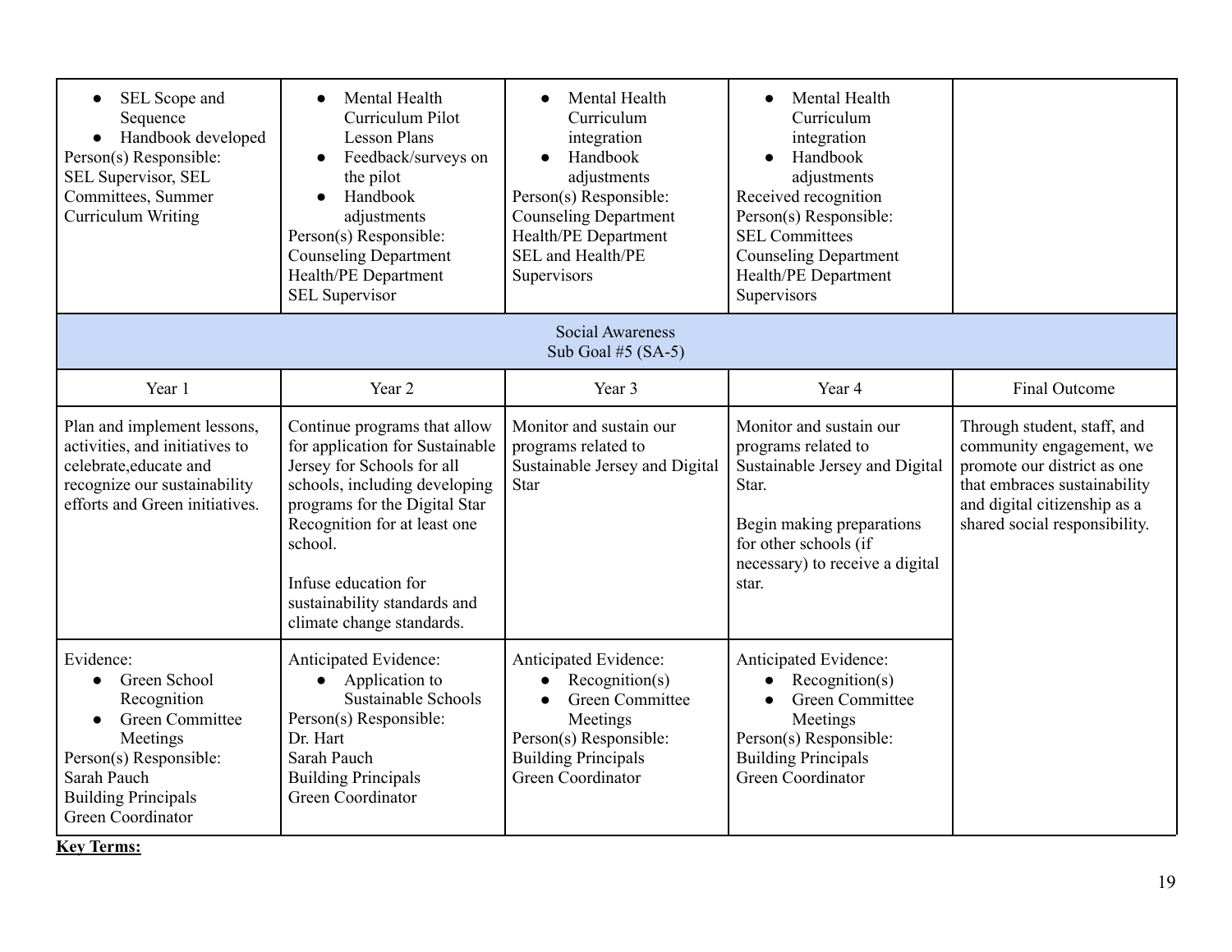| | | | | |
|---|---|---|---|---|
| • SEL Scope and Sequence<br>• Handbook developed<br>Person(s) Responsible:<br>SEL Supervisor, SEL Committees, Summer Curriculum Writing | • Mental Health Curriculum Pilot Lesson Plans<br>• Feedback/surveys on the pilot<br>• Handbook adjustments<br>Person(s) Responsible:<br>Counseling Department<br>Health/PE Department<br>SEL Supervisor | • Mental Health Curriculum integration<br>• Handbook adjustments<br>Person(s) Responsible:<br>Counseling Department<br>Health/PE Department<br>SEL and Health/PE Supervisors | • Mental Health Curriculum integration<br>• Handbook adjustments<br>Received recognition<br>Person(s) Responsible:<br>SEL Committees<br>Counseling Department<br>Health/PE Department<br>Supervisors | |

| Social Awareness Sub Goal #5 (SA-5) | | | | |
|---|---|---|---|---|
| Year 1 | Year 2 | Year 3 | Year 4 | Final Outcome |
| Plan and implement lessons, activities, and initiatives to celebrate,educate and recognize our sustainability efforts and Green initiatives. | Continue programs that allow for application for Sustainable Jersey for Schools for all schools, including developing programs for the Digital Star Recognition for at least one school.<br><br>Infuse education for sustainability standards and climate change standards. | Monitor and sustain our programs related to Sustainable Jersey and Digital Star | Monitor and sustain our programs related to Sustainable Jersey and Digital Star.<br><br>Begin making preparations for other schools (if necessary) to receive a digital star. | Through student, staff, and community engagement, we promote our district as one that embraces sustainability and digital citizenship as a shared social responsibility. |
| Evidence:<br>• Green School Recognition<br>• Green Committee Meetings<br>Person(s) Responsible:<br>Sarah Pauch<br>Building Principals<br>Green Coordinator | Anticipated Evidence:<br>• Application to Sustainable Schools<br>Person(s) Responsible:<br>Dr. Hart<br>Sarah Pauch<br>Building Principals<br>Green Coordinator | Anticipated Evidence:<br>• Recognition(s)<br>• Green Committee Meetings<br>Person(s) Responsible:<br>Building Principals<br>Green Coordinator | Anticipated Evidence:<br>• Recognition(s)<br>• Green Committee Meetings<br>Person(s) Responsible:<br>Building Principals<br>Green Coordinator | |

**Key Terms:**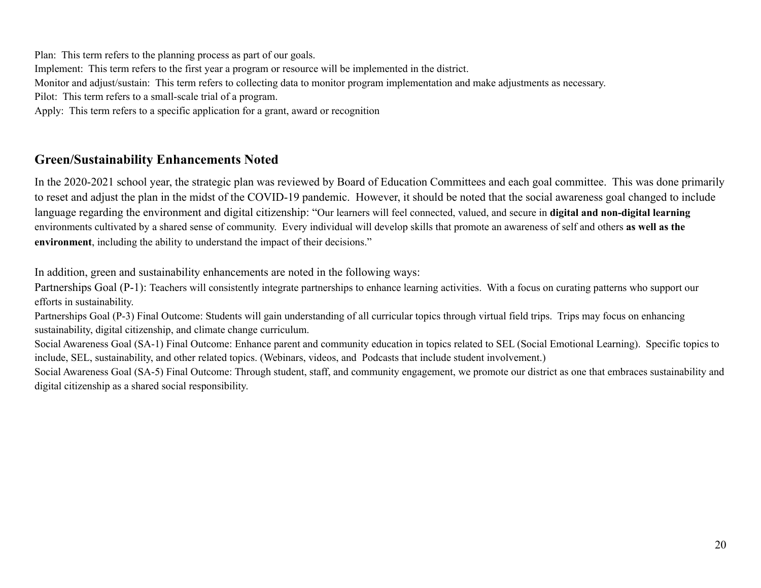Plan: This term refers to the planning process as part of our goals.
Implement: This term refers to the first year a program or resource will be implemented in the district.
Monitor and adjust/sustain: This term refers to collecting data to monitor program implementation and make adjustments as necessary.
Pilot: This term refers to a small-scale trial of a program.
Apply: This term refers to a specific application for a grant, award or recognition

## Green/Sustainability Enhancements Noted

In the 2020-2021 school year, the strategic plan was reviewed by Board of Education Committees and each goal committee. This was done primarily to reset and adjust the plan in the midst of the COVID-19 pandemic. However, it should be noted that the social awareness goal changed to include language regarding the environment and digital citizenship: "Our learners will feel connected, valued, and secure in **digital and non-digital learning** environments cultivated by a shared sense of community. Every individual will develop skills that promote an awareness of self and others **as well as the environment**, including the ability to understand the impact of their decisions."

In addition, green and sustainability enhancements are noted in the following ways:
Partnerships Goal (P-1): Teachers will consistently integrate partnerships to enhance learning activities. With a focus on curating patterns who support our efforts in sustainability.
Partnerships Goal (P-3) Final Outcome: Students will gain understanding of all curricular topics through virtual field trips. Trips may focus on enhancing sustainability, digital citizenship, and climate change curriculum.
Social Awareness Goal (SA-1) Final Outcome: Enhance parent and community education in topics related to SEL (Social Emotional Learning). Specific topics to include, SEL, sustainability, and other related topics. (Webinars, videos, and Podcasts that include student involvement.)
Social Awareness Goal (SA-5) Final Outcome: Through student, staff, and community engagement, we promote our district as one that embraces sustainability and digital citizenship as a shared social responsibility.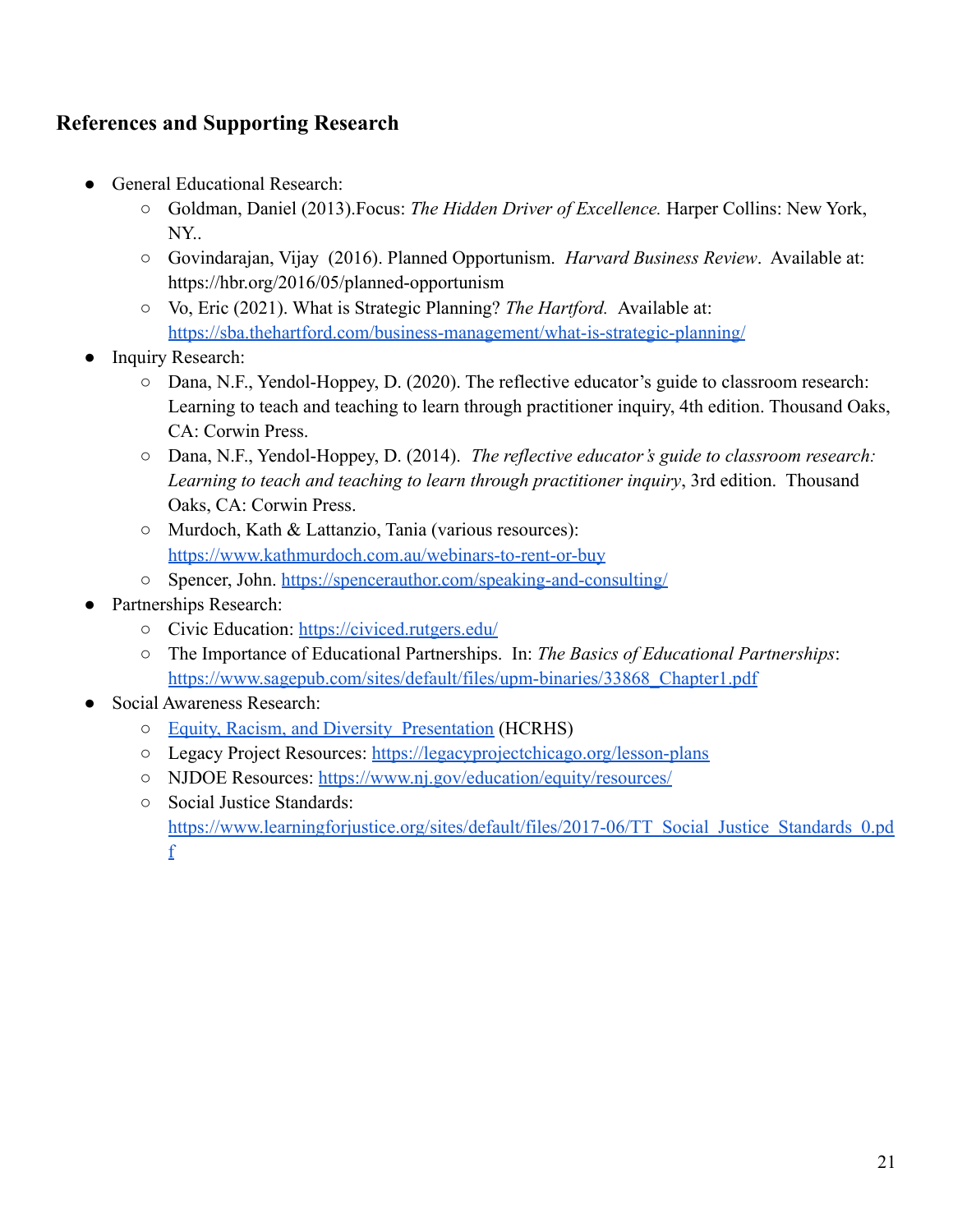## References and Supporting Research

- General Educational Research:
  - Goldman, Daniel (2013).Focus: *The Hidden Driver of Excellence.* Harper Collins: New York, NY..
  - Govindarajan, Vijay (2016). Planned Opportunism. *Harvard Business Review*. Available at: https://hbr.org/2016/05/planned-opportunism
  - Vo, Eric (2021). What is Strategic Planning? *The Hartford.* Available at: [https://sba.thehartford.com/business-management/what-is-strategic-planning/](https://sba.thehartford.com/business-management/what-is-strategic-planning/)
- Inquiry Research:
  - Dana, N.F., Yendol-Hoppey, D. (2020). The reflective educator's guide to classroom research: Learning to teach and teaching to learn through practitioner inquiry, 4th edition. Thousand Oaks, CA: Corwin Press.
  - Dana, N.F., Yendol-Hoppey, D. (2014). *The reflective educator's guide to classroom research: Learning to teach and teaching to learn through practitioner inquiry*, 3rd edition. Thousand Oaks, CA: Corwin Press.
  - Murdoch, Kath & Lattanzio, Tania (various resources): [https://www.kathmurdoch.com.au/webinars-to-rent-or-buy](https://www.kathmurdoch.com.au/webinars-to-rent-or-buy)
  - Spencer, John. [https://spencerauthor.com/speaking-and-consulting/](https://spencerauthor.com/speaking-and-consulting/)
- Partnerships Research:
  - Civic Education: [https://civiced.rutgers.edu/](https://civiced.rutgers.edu/)
  - The Importance of Educational Partnerships. In: *The Basics of Educational Partnerships*: [https://www.sagepub.com/sites/default/files/upm-binaries/33868_Chapter1.pdf](https://www.sagepub.com/sites/default/files/upm-binaries/33868_Chapter1.pdf)
- Social Awareness Research:
  - Equity, Racism, and Diversity Presentation (HCRHS)
  - Legacy Project Resources: [https://legacyprojectchicago.org/lesson-plans](https://legacyprojectchicago.org/lesson-plans)
  - NJDOE Resources: [https://www.nj.gov/education/equity/resources/](https://www.nj.gov/education/equity/resources/)
  - Social Justice Standards: [https://www.learningforjustice.org/sites/default/files/2017-06/TT_Social_Justice_Standards_0.pdf](https://www.learningforjustice.org/sites/default/files/2017-06/TT_Social_Justice_Standards_0.pdf)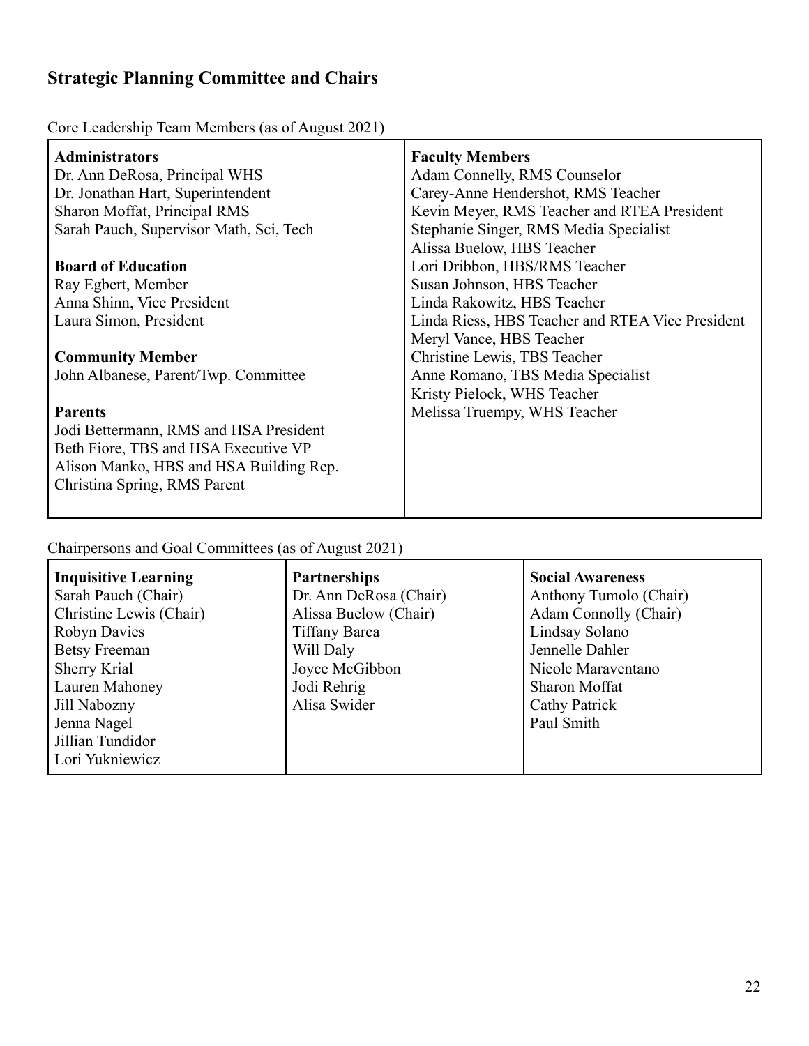## Strategic Planning Committee and Chairs

Core Leadership Team Members (as of August 2021)

| | |
|---|---|
| **Administrators**<br>Dr. Ann DeRosa, Principal WHS<br>Dr. Jonathan Hart, Superintendent<br>Sharon Moffat, Principal RMS<br>Sarah Pauch, Supervisor Math, Sci, Tech<br><br>**Board of Education**<br>Ray Egbert, Member<br>Anna Shinn, Vice President<br>Laura Simon, President<br><br>**Community Member**<br>John Albanese, Parent/Twp. Committee<br><br>**Parents**<br>Jodi Bettermann, RMS and HSA President<br>Beth Fiore, TBS and HSA Executive VP<br>Alison Manko, HBS and HSA Building Rep.<br>Christina Spring, RMS Parent | **Faculty Members**<br>Adam Connelly, RMS Counselor<br>Carey-Anne Hendershot, RMS Teacher<br>Kevin Meyer, RMS Teacher and RTEA President<br>Stephanie Singer, RMS Media Specialist<br>Alissa Buelow, HBS Teacher<br>Lori Dribbon, HBS/RMS Teacher<br>Susan Johnson, HBS Teacher<br>Linda Rakowitz, HBS Teacher<br>Linda Riess, HBS Teacher and RTEA Vice President<br>Meryl Vance, HBS Teacher<br>Christine Lewis, TBS Teacher<br>Anne Romano, TBS Media Specialist<br>Kristy Pielock, WHS Teacher<br>Melissa Truempy, WHS Teacher |

Chairpersons and Goal Committees (as of August 2021)

| Inquisitive Learning | Partnerships | Social Awareness |
|---|---|---|
| Sarah Pauch (Chair) | Dr. Ann DeRosa (Chair) | Anthony Tumolo (Chair) |
| Christine Lewis (Chair) | Alissa Buelow (Chair) | Adam Connolly (Chair) |
| Robyn Davies | Tiffany Barca | Lindsay Solano |
| Betsy Freeman | Will Daly | Jennelle Dahler |
| Sherry Krial | Joyce McGibbon | Nicole Maraventano |
| Lauren Mahoney | Jodi Rehrig | Sharon Moffat |
| Jill Nabozny | Alisa Swider | Cathy Patrick |
| Jenna Nagel | | Paul Smith |
| Jillian Tundidor | | |
| Lori Yukniewicz | | |